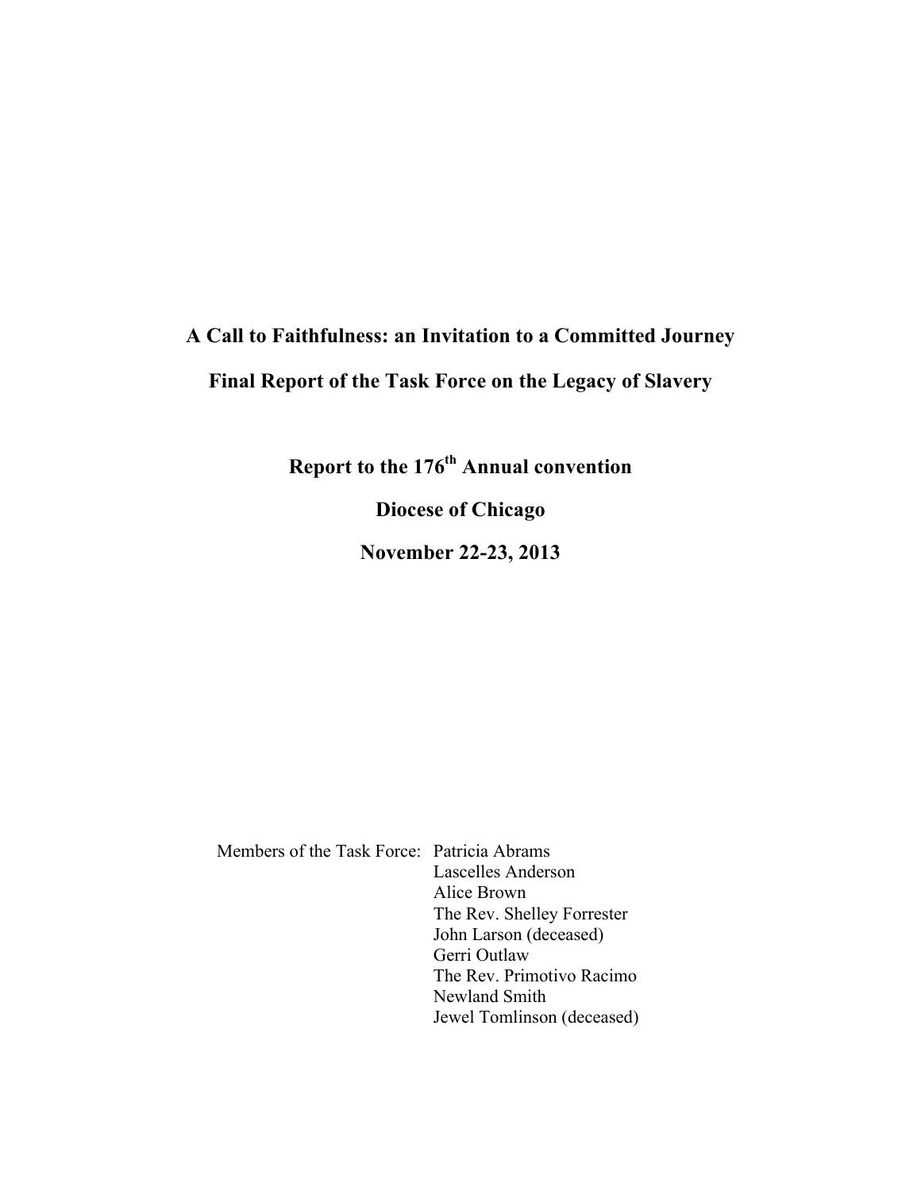# A Call to Faithfulness: an Invitation to a Committed Journey

# Final Report of the Task Force on the Legacy of Slavery

## Report to the 176th Annual convention

## Diocese of Chicago

## November 22-23, 2013

Members of the Task Force:

- Patricia Abrams
- Lascelles Anderson
- Alice Brown
- The Rev. Shelley Forrester
- John Larson (deceased)
- Gerri Outlaw
- The Rev. Primotivo Racimo
- Newland Smith
- Jewel Tomlinson (deceased)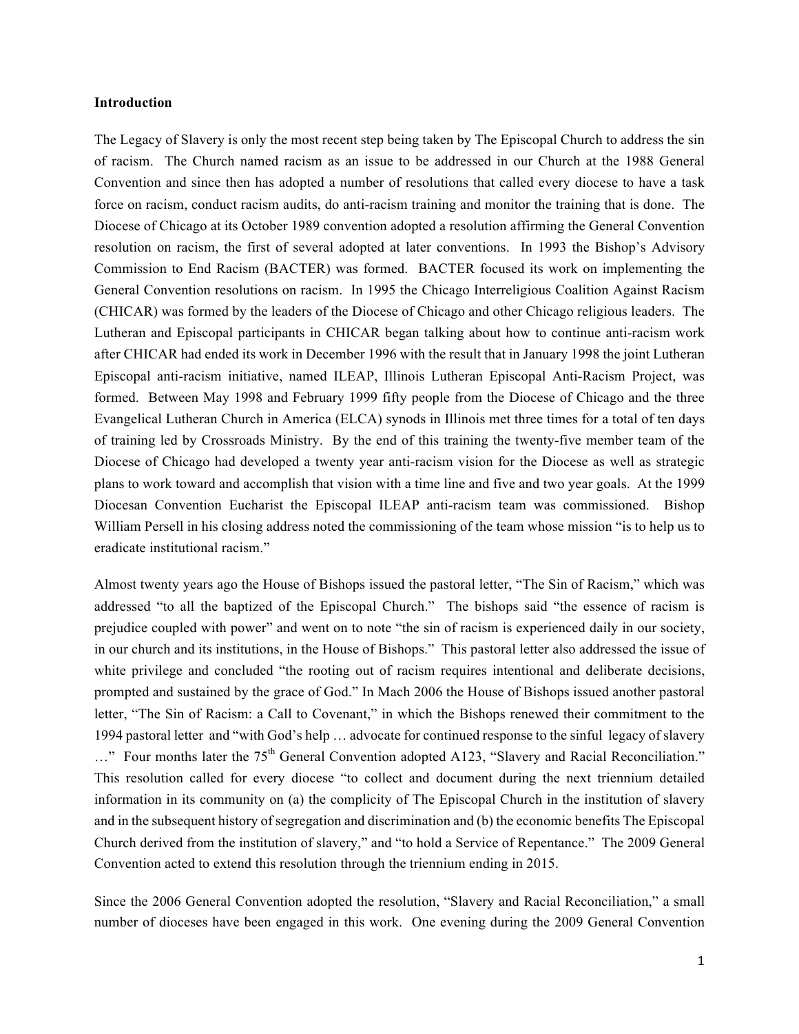**Introduction**

The Legacy of Slavery is only the most recent step being taken by The Episcopal Church to address the sin of racism. The Church named racism as an issue to be addressed in our Church at the 1988 General Convention and since then has adopted a number of resolutions that called every diocese to have a task force on racism, conduct racism audits, do anti-racism training and monitor the training that is done. The Diocese of Chicago at its October 1989 convention adopted a resolution affirming the General Convention resolution on racism, the first of several adopted at later conventions. In 1993 the Bishop's Advisory Commission to End Racism (BACTER) was formed. BACTER focused its work on implementing the General Convention resolutions on racism. In 1995 the Chicago Interreligious Coalition Against Racism (CHICAR) was formed by the leaders of the Diocese of Chicago and other Chicago religious leaders. The Lutheran and Episcopal participants in CHICAR began talking about how to continue anti-racism work after CHICAR had ended its work in December 1996 with the result that in January 1998 the joint Lutheran Episcopal anti-racism initiative, named ILEAP, Illinois Lutheran Episcopal Anti-Racism Project, was formed. Between May 1998 and February 1999 fifty people from the Diocese of Chicago and the three Evangelical Lutheran Church in America (ELCA) synods in Illinois met three times for a total of ten days of training led by Crossroads Ministry. By the end of this training the twenty-five member team of the Diocese of Chicago had developed a twenty year anti-racism vision for the Diocese as well as strategic plans to work toward and accomplish that vision with a time line and five and two year goals. At the 1999 Diocesan Convention Eucharist the Episcopal ILEAP anti-racism team was commissioned. Bishop William Persell in his closing address noted the commissioning of the team whose mission "is to help us to eradicate institutional racism."

Almost twenty years ago the House of Bishops issued the pastoral letter, "The Sin of Racism," which was addressed "to all the baptized of the Episcopal Church." The bishops said "the essence of racism is prejudice coupled with power" and went on to note "the sin of racism is experienced daily in our society, in our church and its institutions, in the House of Bishops." This pastoral letter also addressed the issue of white privilege and concluded "the rooting out of racism requires intentional and deliberate decisions, prompted and sustained by the grace of God." In Mach 2006 the House of Bishops issued another pastoral letter, "The Sin of Racism: a Call to Covenant," in which the Bishops renewed their commitment to the 1994 pastoral letter and "with God's help … advocate for continued response to the sinful legacy of slavery …" Four months later the 75th General Convention adopted A123, "Slavery and Racial Reconciliation." This resolution called for every diocese "to collect and document during the next triennium detailed information in its community on (a) the complicity of The Episcopal Church in the institution of slavery and in the subsequent history of segregation and discrimination and (b) the economic benefits The Episcopal Church derived from the institution of slavery," and "to hold a Service of Repentance." The 2009 General Convention acted to extend this resolution through the triennium ending in 2015.

Since the 2006 General Convention adopted the resolution, "Slavery and Racial Reconciliation," a small number of dioceses have been engaged in this work. One evening during the 2009 General Convention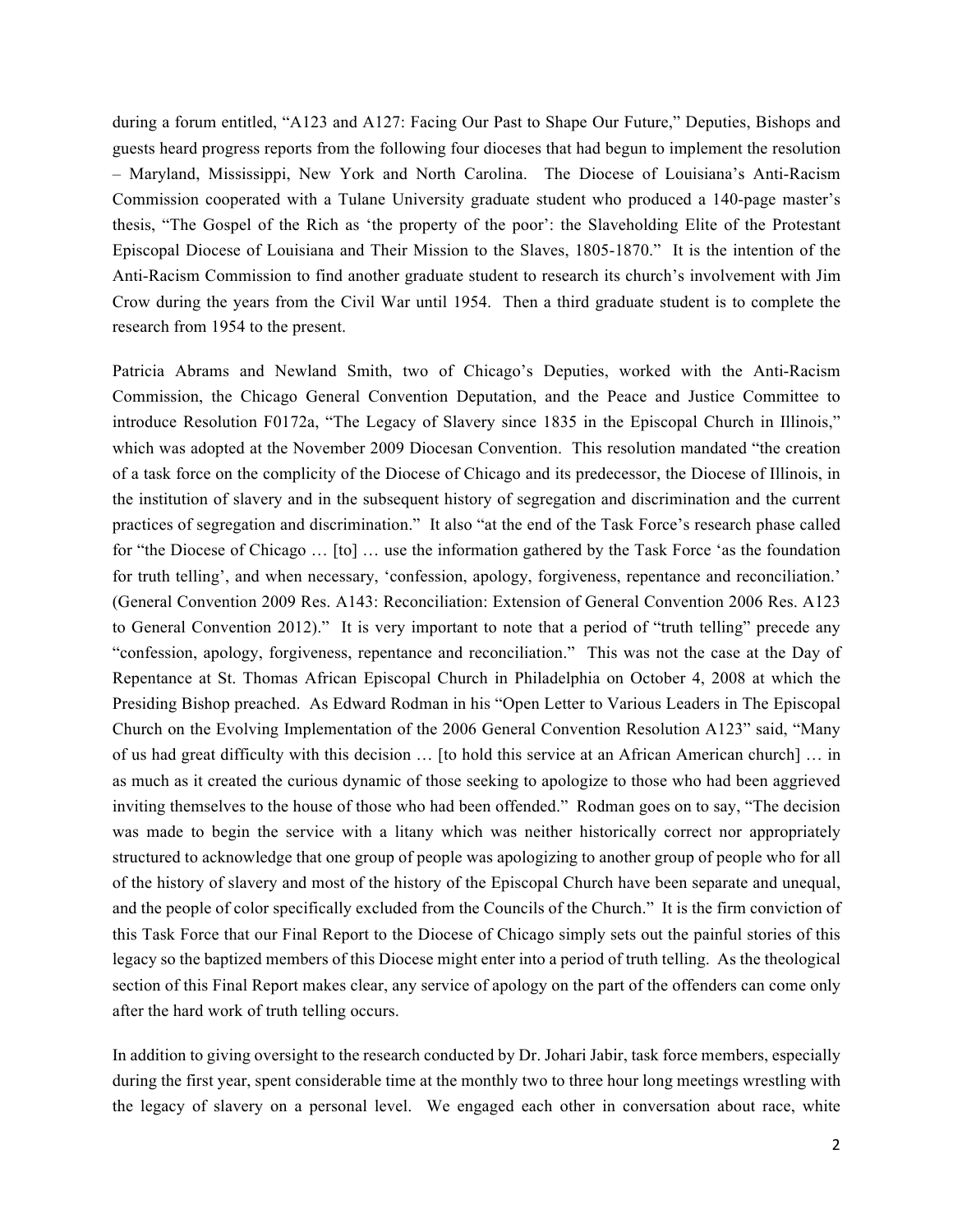during a forum entitled, "A123 and A127: Facing Our Past to Shape Our Future," Deputies, Bishops and guests heard progress reports from the following four dioceses that had begun to implement the resolution – Maryland, Mississippi, New York and North Carolina. The Diocese of Louisiana's Anti-Racism Commission cooperated with a Tulane University graduate student who produced a 140-page master's thesis, "The Gospel of the Rich as 'the property of the poor': the Slaveholding Elite of the Protestant Episcopal Diocese of Louisiana and Their Mission to the Slaves, 1805-1870." It is the intention of the Anti-Racism Commission to find another graduate student to research its church's involvement with Jim Crow during the years from the Civil War until 1954. Then a third graduate student is to complete the research from 1954 to the present.

Patricia Abrams and Newland Smith, two of Chicago's Deputies, worked with the Anti-Racism Commission, the Chicago General Convention Deputation, and the Peace and Justice Committee to introduce Resolution F0172a, "The Legacy of Slavery since 1835 in the Episcopal Church in Illinois," which was adopted at the November 2009 Diocesan Convention. This resolution mandated "the creation of a task force on the complicity of the Diocese of Chicago and its predecessor, the Diocese of Illinois, in the institution of slavery and in the subsequent history of segregation and discrimination and the current practices of segregation and discrimination." It also "at the end of the Task Force's research phase called for "the Diocese of Chicago … [to] … use the information gathered by the Task Force 'as the foundation for truth telling', and when necessary, 'confession, apology, forgiveness, repentance and reconciliation.' (General Convention 2009 Res. A143: Reconciliation: Extension of General Convention 2006 Res. A123 to General Convention 2012)." It is very important to note that a period of "truth telling" precede any "confession, apology, forgiveness, repentance and reconciliation." This was not the case at the Day of Repentance at St. Thomas African Episcopal Church in Philadelphia on October 4, 2008 at which the Presiding Bishop preached. As Edward Rodman in his "Open Letter to Various Leaders in The Episcopal Church on the Evolving Implementation of the 2006 General Convention Resolution A123" said, "Many of us had great difficulty with this decision … [to hold this service at an African American church] … in as much as it created the curious dynamic of those seeking to apologize to those who had been aggrieved inviting themselves to the house of those who had been offended." Rodman goes on to say, "The decision was made to begin the service with a litany which was neither historically correct nor appropriately structured to acknowledge that one group of people was apologizing to another group of people who for all of the history of slavery and most of the history of the Episcopal Church have been separate and unequal, and the people of color specifically excluded from the Councils of the Church." It is the firm conviction of this Task Force that our Final Report to the Diocese of Chicago simply sets out the painful stories of this legacy so the baptized members of this Diocese might enter into a period of truth telling. As the theological section of this Final Report makes clear, any service of apology on the part of the offenders can come only after the hard work of truth telling occurs.

In addition to giving oversight to the research conducted by Dr. Johari Jabir, task force members, especially during the first year, spent considerable time at the monthly two to three hour long meetings wrestling with the legacy of slavery on a personal level. We engaged each other in conversation about race, white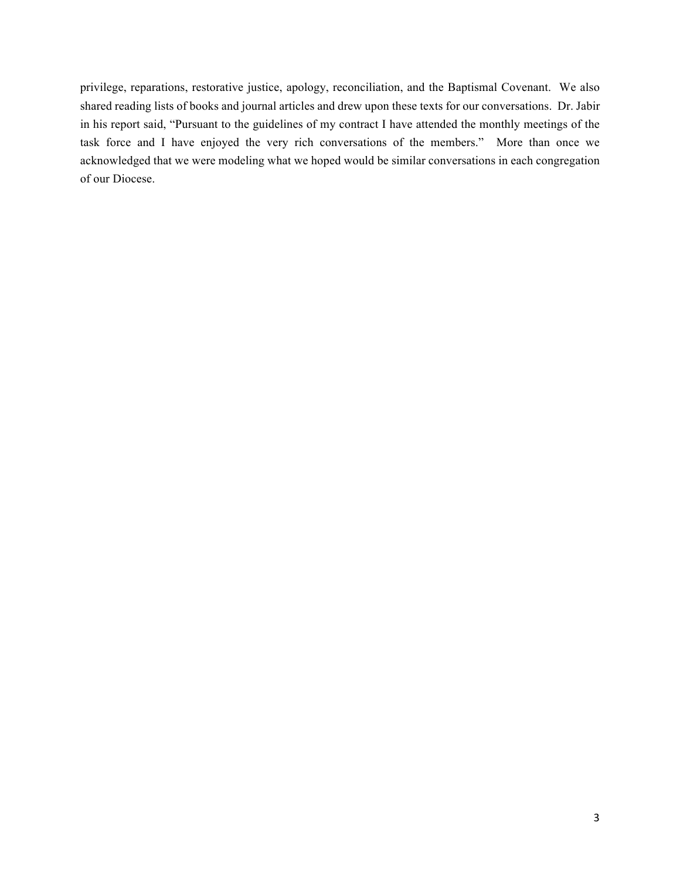privilege, reparations, restorative justice, apology, reconciliation, and the Baptismal Covenant. We also shared reading lists of books and journal articles and drew upon these texts for our conversations. Dr. Jabir in his report said, "Pursuant to the guidelines of my contract I have attended the monthly meetings of the task force and I have enjoyed the very rich conversations of the members." More than once we acknowledged that we were modeling what we hoped would be similar conversations in each congregation of our Diocese.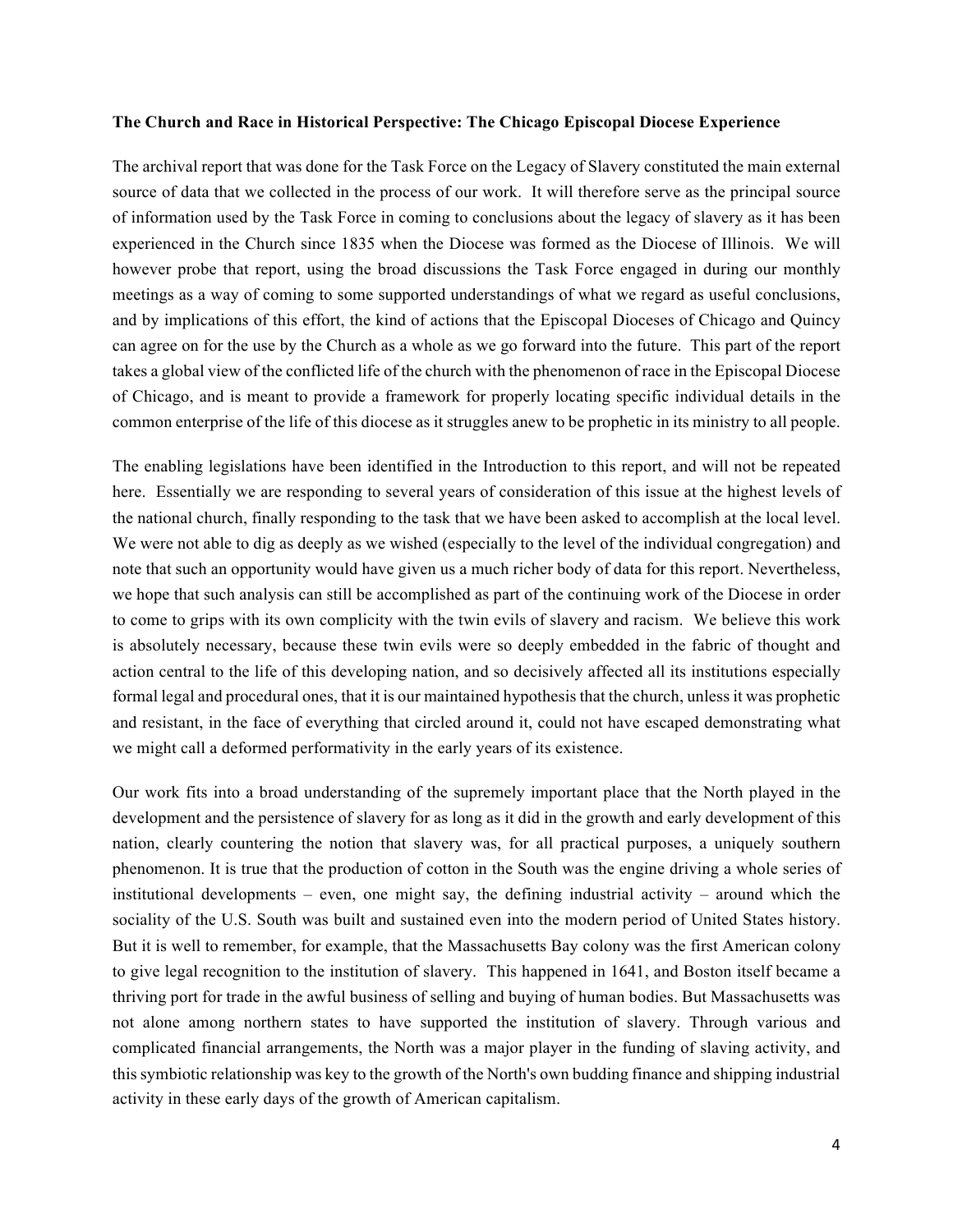**The Church and Race in Historical Perspective: The Chicago Episcopal Diocese Experience**

The archival report that was done for the Task Force on the Legacy of Slavery constituted the main external source of data that we collected in the process of our work. It will therefore serve as the principal source of information used by the Task Force in coming to conclusions about the legacy of slavery as it has been experienced in the Church since 1835 when the Diocese was formed as the Diocese of Illinois. We will however probe that report, using the broad discussions the Task Force engaged in during our monthly meetings as a way of coming to some supported understandings of what we regard as useful conclusions, and by implications of this effort, the kind of actions that the Episcopal Dioceses of Chicago and Quincy can agree on for the use by the Church as a whole as we go forward into the future. This part of the report takes a global view of the conflicted life of the church with the phenomenon of race in the Episcopal Diocese of Chicago, and is meant to provide a framework for properly locating specific individual details in the common enterprise of the life of this diocese as it struggles anew to be prophetic in its ministry to all people.

The enabling legislations have been identified in the Introduction to this report, and will not be repeated here. Essentially we are responding to several years of consideration of this issue at the highest levels of the national church, finally responding to the task that we have been asked to accomplish at the local level. We were not able to dig as deeply as we wished (especially to the level of the individual congregation) and note that such an opportunity would have given us a much richer body of data for this report. Nevertheless, we hope that such analysis can still be accomplished as part of the continuing work of the Diocese in order to come to grips with its own complicity with the twin evils of slavery and racism. We believe this work is absolutely necessary, because these twin evils were so deeply embedded in the fabric of thought and action central to the life of this developing nation, and so decisively affected all its institutions especially formal legal and procedural ones, that it is our maintained hypothesis that the church, unless it was prophetic and resistant, in the face of everything that circled around it, could not have escaped demonstrating what we might call a deformed performativity in the early years of its existence.

Our work fits into a broad understanding of the supremely important place that the North played in the development and the persistence of slavery for as long as it did in the growth and early development of this nation, clearly countering the notion that slavery was, for all practical purposes, a uniquely southern phenomenon. It is true that the production of cotton in the South was the engine driving a whole series of institutional developments – even, one might say, the defining industrial activity – around which the sociality of the U.S. South was built and sustained even into the modern period of United States history. But it is well to remember, for example, that the Massachusetts Bay colony was the first American colony to give legal recognition to the institution of slavery. This happened in 1641, and Boston itself became a thriving port for trade in the awful business of selling and buying of human bodies. But Massachusetts was not alone among northern states to have supported the institution of slavery. Through various and complicated financial arrangements, the North was a major player in the funding of slaving activity, and this symbiotic relationship was key to the growth of the North's own budding finance and shipping industrial activity in these early days of the growth of American capitalism.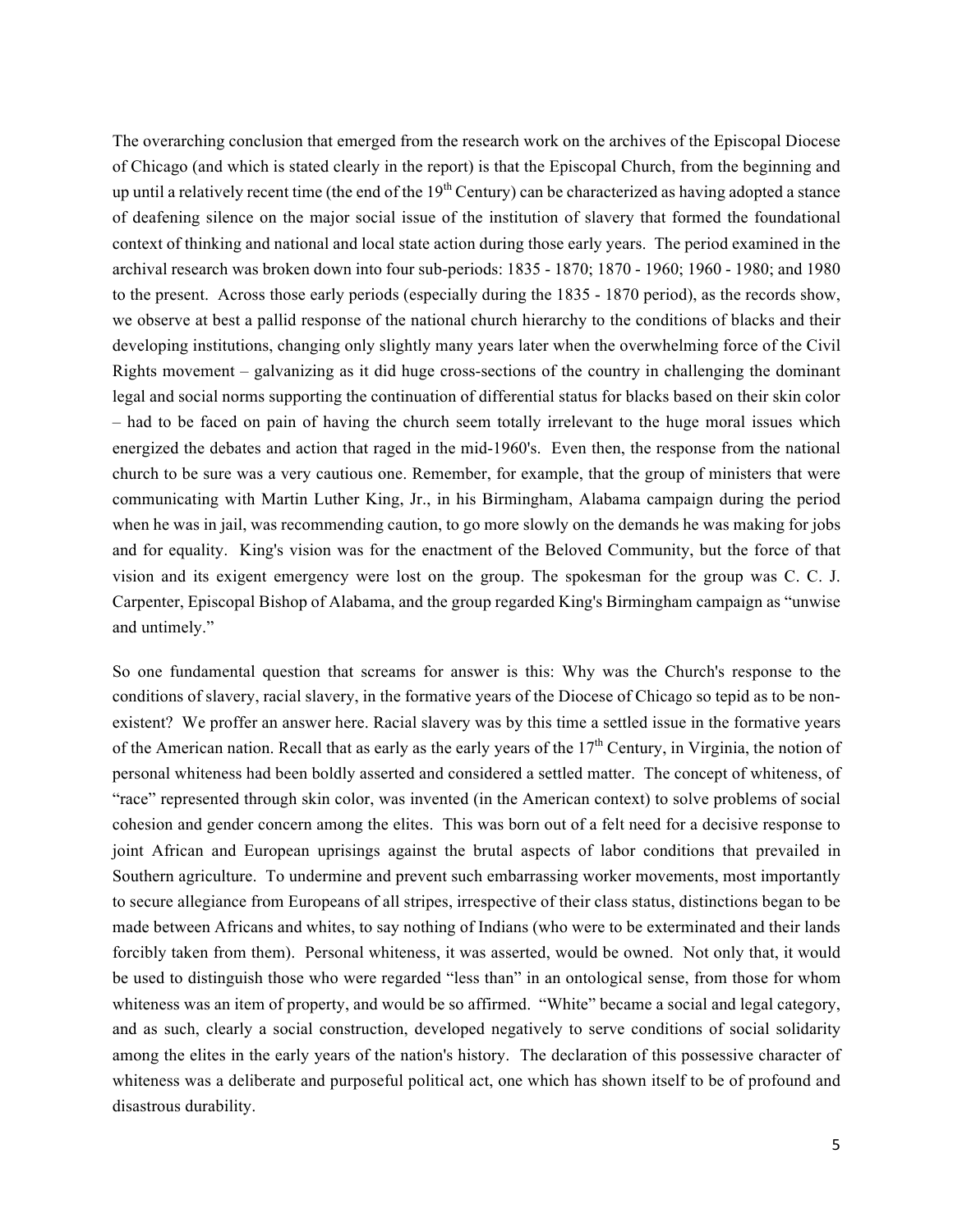The overarching conclusion that emerged from the research work on the archives of the Episcopal Diocese of Chicago (and which is stated clearly in the report) is that the Episcopal Church, from the beginning and up until a relatively recent time (the end of the 19th Century) can be characterized as having adopted a stance of deafening silence on the major social issue of the institution of slavery that formed the foundational context of thinking and national and local state action during those early years. The period examined in the archival research was broken down into four sub-periods: 1835 - 1870; 1870 - 1960; 1960 - 1980; and 1980 to the present. Across those early periods (especially during the 1835 - 1870 period), as the records show, we observe at best a pallid response of the national church hierarchy to the conditions of blacks and their developing institutions, changing only slightly many years later when the overwhelming force of the Civil Rights movement – galvanizing as it did huge cross-sections of the country in challenging the dominant legal and social norms supporting the continuation of differential status for blacks based on their skin color – had to be faced on pain of having the church seem totally irrelevant to the huge moral issues which energized the debates and action that raged in the mid-1960's. Even then, the response from the national church to be sure was a very cautious one. Remember, for example, that the group of ministers that were communicating with Martin Luther King, Jr., in his Birmingham, Alabama campaign during the period when he was in jail, was recommending caution, to go more slowly on the demands he was making for jobs and for equality. King's vision was for the enactment of the Beloved Community, but the force of that vision and its exigent emergency were lost on the group. The spokesman for the group was C. C. J. Carpenter, Episcopal Bishop of Alabama, and the group regarded King's Birmingham campaign as "unwise and untimely."

So one fundamental question that screams for answer is this: Why was the Church's response to the conditions of slavery, racial slavery, in the formative years of the Diocese of Chicago so tepid as to be non-existent? We proffer an answer here. Racial slavery was by this time a settled issue in the formative years of the American nation. Recall that as early as the early years of the 17th Century, in Virginia, the notion of personal whiteness had been boldly asserted and considered a settled matter. The concept of whiteness, of "race" represented through skin color, was invented (in the American context) to solve problems of social cohesion and gender concern among the elites. This was born out of a felt need for a decisive response to joint African and European uprisings against the brutal aspects of labor conditions that prevailed in Southern agriculture. To undermine and prevent such embarrassing worker movements, most importantly to secure allegiance from Europeans of all stripes, irrespective of their class status, distinctions began to be made between Africans and whites, to say nothing of Indians (who were to be exterminated and their lands forcibly taken from them). Personal whiteness, it was asserted, would be owned. Not only that, it would be used to distinguish those who were regarded "less than" in an ontological sense, from those for whom whiteness was an item of property, and would be so affirmed. "White" became a social and legal category, and as such, clearly a social construction, developed negatively to serve conditions of social solidarity among the elites in the early years of the nation's history. The declaration of this possessive character of whiteness was a deliberate and purposeful political act, one which has shown itself to be of profound and disastrous durability.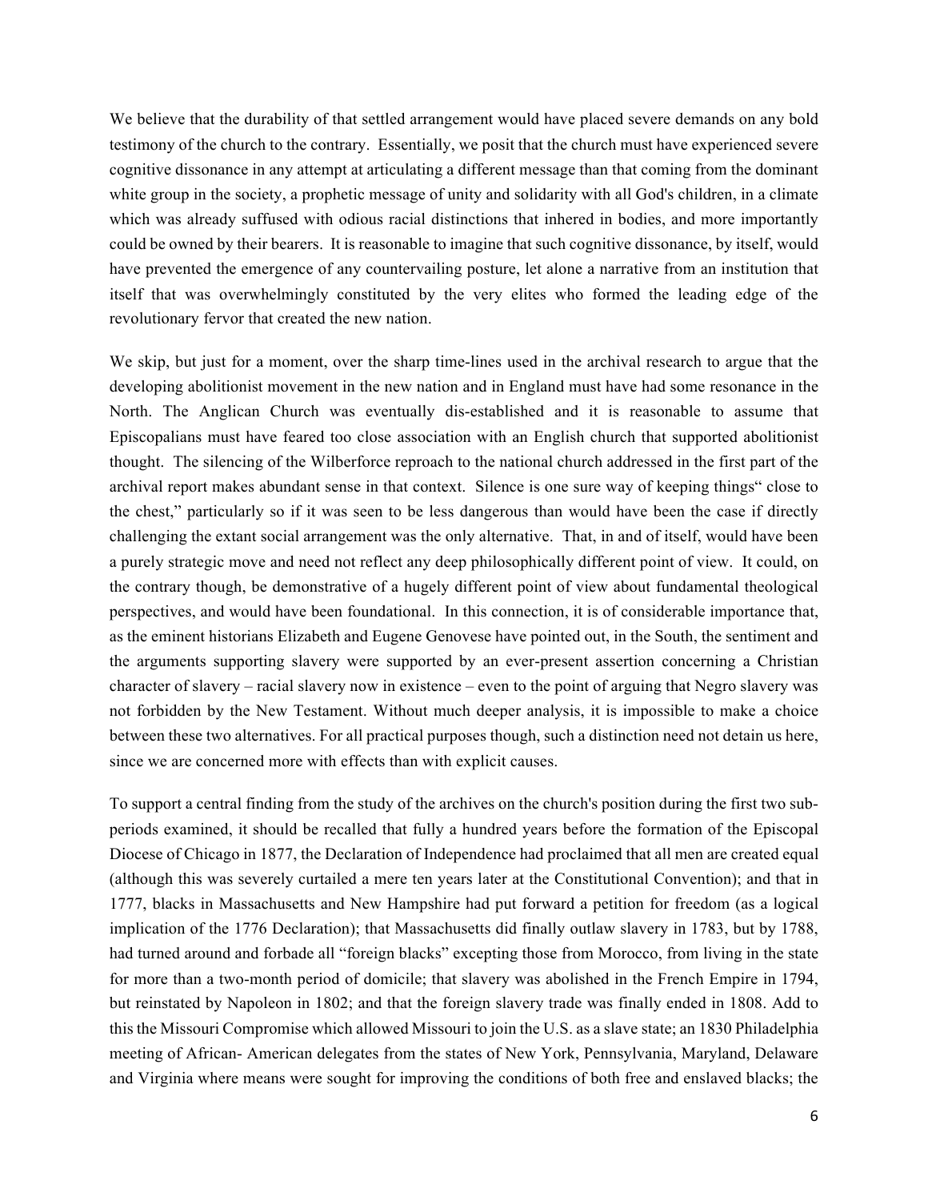We believe that the durability of that settled arrangement would have placed severe demands on any bold testimony of the church to the contrary. Essentially, we posit that the church must have experienced severe cognitive dissonance in any attempt at articulating a different message than that coming from the dominant white group in the society, a prophetic message of unity and solidarity with all God's children, in a climate which was already suffused with odious racial distinctions that inhered in bodies, and more importantly could be owned by their bearers. It is reasonable to imagine that such cognitive dissonance, by itself, would have prevented the emergence of any countervailing posture, let alone a narrative from an institution that itself that was overwhelmingly constituted by the very elites who formed the leading edge of the revolutionary fervor that created the new nation.

We skip, but just for a moment, over the sharp time-lines used in the archival research to argue that the developing abolitionist movement in the new nation and in England must have had some resonance in the North. The Anglican Church was eventually dis-established and it is reasonable to assume that Episcopalians must have feared too close association with an English church that supported abolitionist thought. The silencing of the Wilberforce reproach to the national church addressed in the first part of the archival report makes abundant sense in that context. Silence is one sure way of keeping things" close to the chest," particularly so if it was seen to be less dangerous than would have been the case if directly challenging the extant social arrangement was the only alternative. That, in and of itself, would have been a purely strategic move and need not reflect any deep philosophically different point of view. It could, on the contrary though, be demonstrative of a hugely different point of view about fundamental theological perspectives, and would have been foundational. In this connection, it is of considerable importance that, as the eminent historians Elizabeth and Eugene Genovese have pointed out, in the South, the sentiment and the arguments supporting slavery were supported by an ever-present assertion concerning a Christian character of slavery – racial slavery now in existence – even to the point of arguing that Negro slavery was not forbidden by the New Testament. Without much deeper analysis, it is impossible to make a choice between these two alternatives. For all practical purposes though, such a distinction need not detain us here, since we are concerned more with effects than with explicit causes.

To support a central finding from the study of the archives on the church's position during the first two sub-periods examined, it should be recalled that fully a hundred years before the formation of the Episcopal Diocese of Chicago in 1877, the Declaration of Independence had proclaimed that all men are created equal (although this was severely curtailed a mere ten years later at the Constitutional Convention); and that in 1777, blacks in Massachusetts and New Hampshire had put forward a petition for freedom (as a logical implication of the 1776 Declaration); that Massachusetts did finally outlaw slavery in 1783, but by 1788, had turned around and forbade all "foreign blacks" excepting those from Morocco, from living in the state for more than a two-month period of domicile; that slavery was abolished in the French Empire in 1794, but reinstated by Napoleon in 1802; and that the foreign slavery trade was finally ended in 1808. Add to this the Missouri Compromise which allowed Missouri to join the U.S. as a slave state; an 1830 Philadelphia meeting of African- American delegates from the states of New York, Pennsylvania, Maryland, Delaware and Virginia where means were sought for improving the conditions of both free and enslaved blacks; the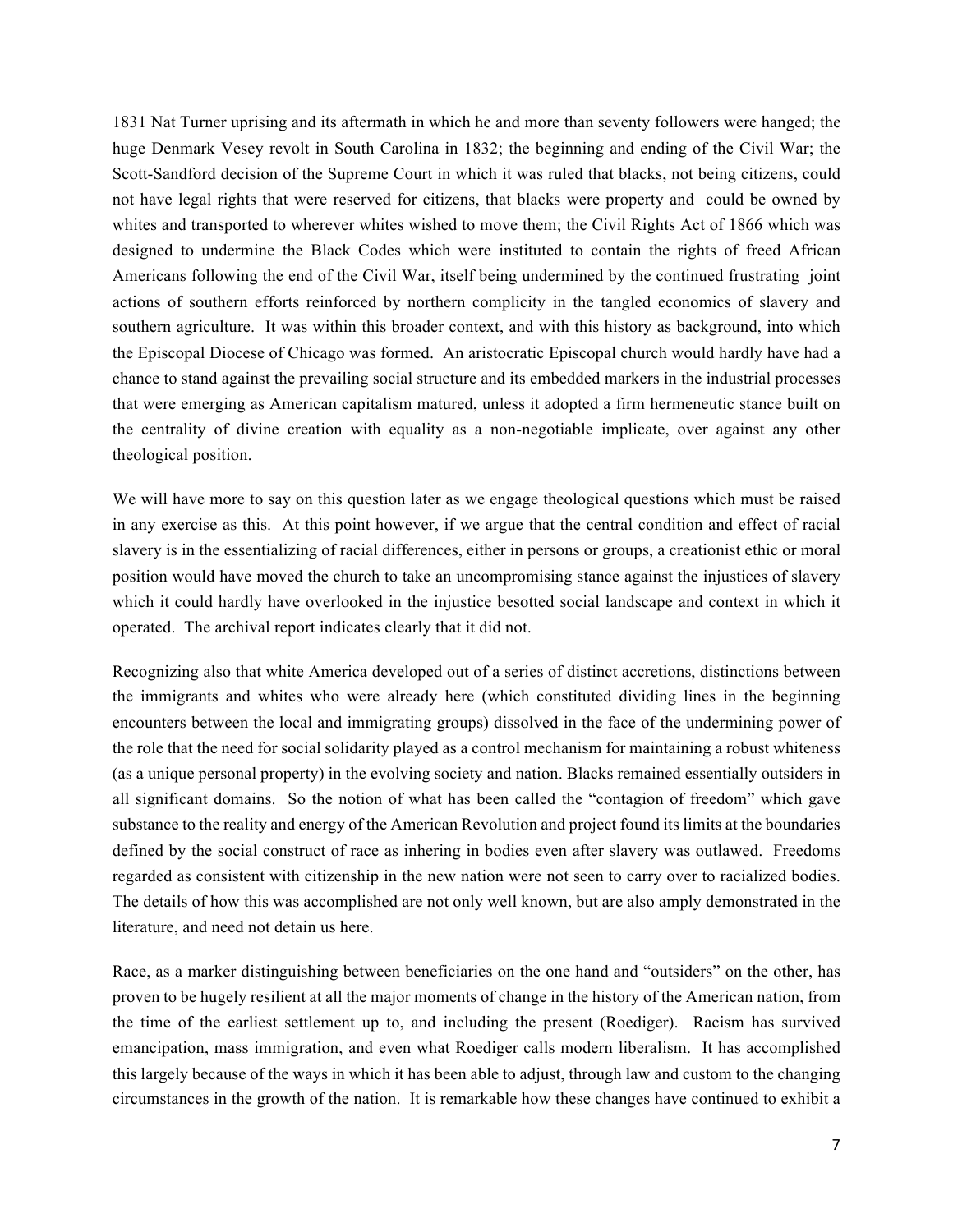1831 Nat Turner uprising and its aftermath in which he and more than seventy followers were hanged; the huge Denmark Vesey revolt in South Carolina in 1832; the beginning and ending of the Civil War; the Scott-Sandford decision of the Supreme Court in which it was ruled that blacks, not being citizens, could not have legal rights that were reserved for citizens, that blacks were property and could be owned by whites and transported to wherever whites wished to move them; the Civil Rights Act of 1866 which was designed to undermine the Black Codes which were instituted to contain the rights of freed African Americans following the end of the Civil War, itself being undermined by the continued frustrating joint actions of southern efforts reinforced by northern complicity in the tangled economics of slavery and southern agriculture. It was within this broader context, and with this history as background, into which the Episcopal Diocese of Chicago was formed. An aristocratic Episcopal church would hardly have had a chance to stand against the prevailing social structure and its embedded markers in the industrial processes that were emerging as American capitalism matured, unless it adopted a firm hermeneutic stance built on the centrality of divine creation with equality as a non-negotiable implicate, over against any other theological position.

We will have more to say on this question later as we engage theological questions which must be raised in any exercise as this. At this point however, if we argue that the central condition and effect of racial slavery is in the essentializing of racial differences, either in persons or groups, a creationist ethic or moral position would have moved the church to take an uncompromising stance against the injustices of slavery which it could hardly have overlooked in the injustice besotted social landscape and context in which it operated. The archival report indicates clearly that it did not.

Recognizing also that white America developed out of a series of distinct accretions, distinctions between the immigrants and whites who were already here (which constituted dividing lines in the beginning encounters between the local and immigrating groups) dissolved in the face of the undermining power of the role that the need for social solidarity played as a control mechanism for maintaining a robust whiteness (as a unique personal property) in the evolving society and nation. Blacks remained essentially outsiders in all significant domains. So the notion of what has been called the "contagion of freedom" which gave substance to the reality and energy of the American Revolution and project found its limits at the boundaries defined by the social construct of race as inhering in bodies even after slavery was outlawed. Freedoms regarded as consistent with citizenship in the new nation were not seen to carry over to racialized bodies. The details of how this was accomplished are not only well known, but are also amply demonstrated in the literature, and need not detain us here.

Race, as a marker distinguishing between beneficiaries on the one hand and "outsiders" on the other, has proven to be hugely resilient at all the major moments of change in the history of the American nation, from the time of the earliest settlement up to, and including the present (Roediger). Racism has survived emancipation, mass immigration, and even what Roediger calls modern liberalism. It has accomplished this largely because of the ways in which it has been able to adjust, through law and custom to the changing circumstances in the growth of the nation. It is remarkable how these changes have continued to exhibit a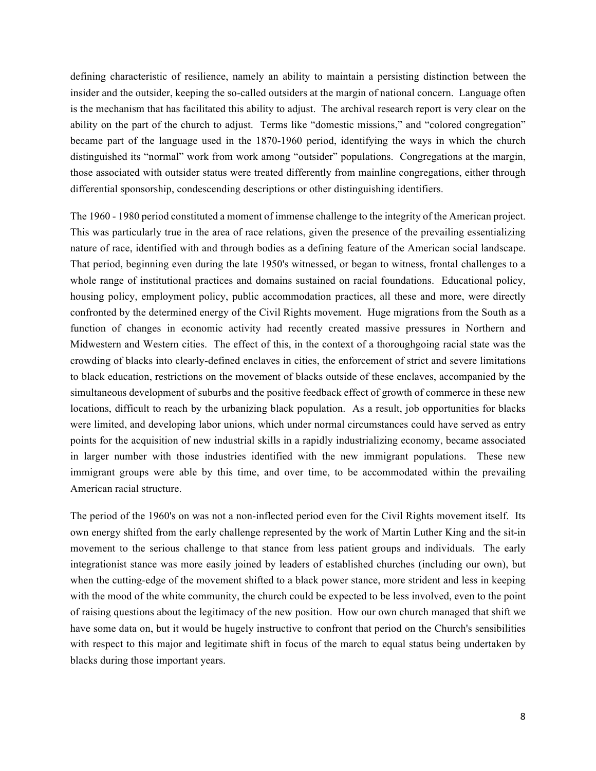defining characteristic of resilience, namely an ability to maintain a persisting distinction between the insider and the outsider, keeping the so-called outsiders at the margin of national concern. Language often is the mechanism that has facilitated this ability to adjust. The archival research report is very clear on the ability on the part of the church to adjust. Terms like "domestic missions," and "colored congregation" became part of the language used in the 1870-1960 period, identifying the ways in which the church distinguished its "normal" work from work among "outsider" populations. Congregations at the margin, those associated with outsider status were treated differently from mainline congregations, either through differential sponsorship, condescending descriptions or other distinguishing identifiers.

The 1960 - 1980 period constituted a moment of immense challenge to the integrity of the American project. This was particularly true in the area of race relations, given the presence of the prevailing essentializing nature of race, identified with and through bodies as a defining feature of the American social landscape. That period, beginning even during the late 1950's witnessed, or began to witness, frontal challenges to a whole range of institutional practices and domains sustained on racial foundations. Educational policy, housing policy, employment policy, public accommodation practices, all these and more, were directly confronted by the determined energy of the Civil Rights movement. Huge migrations from the South as a function of changes in economic activity had recently created massive pressures in Northern and Midwestern and Western cities. The effect of this, in the context of a thoroughgoing racial state was the crowding of blacks into clearly-defined enclaves in cities, the enforcement of strict and severe limitations to black education, restrictions on the movement of blacks outside of these enclaves, accompanied by the simultaneous development of suburbs and the positive feedback effect of growth of commerce in these new locations, difficult to reach by the urbanizing black population. As a result, job opportunities for blacks were limited, and developing labor unions, which under normal circumstances could have served as entry points for the acquisition of new industrial skills in a rapidly industrializing economy, became associated in larger number with those industries identified with the new immigrant populations. These new immigrant groups were able by this time, and over time, to be accommodated within the prevailing American racial structure.

The period of the 1960's on was not a non-inflected period even for the Civil Rights movement itself. Its own energy shifted from the early challenge represented by the work of Martin Luther King and the sit-in movement to the serious challenge to that stance from less patient groups and individuals. The early integrationist stance was more easily joined by leaders of established churches (including our own), but when the cutting-edge of the movement shifted to a black power stance, more strident and less in keeping with the mood of the white community, the church could be expected to be less involved, even to the point of raising questions about the legitimacy of the new position. How our own church managed that shift we have some data on, but it would be hugely instructive to confront that period on the Church's sensibilities with respect to this major and legitimate shift in focus of the march to equal status being undertaken by blacks during those important years.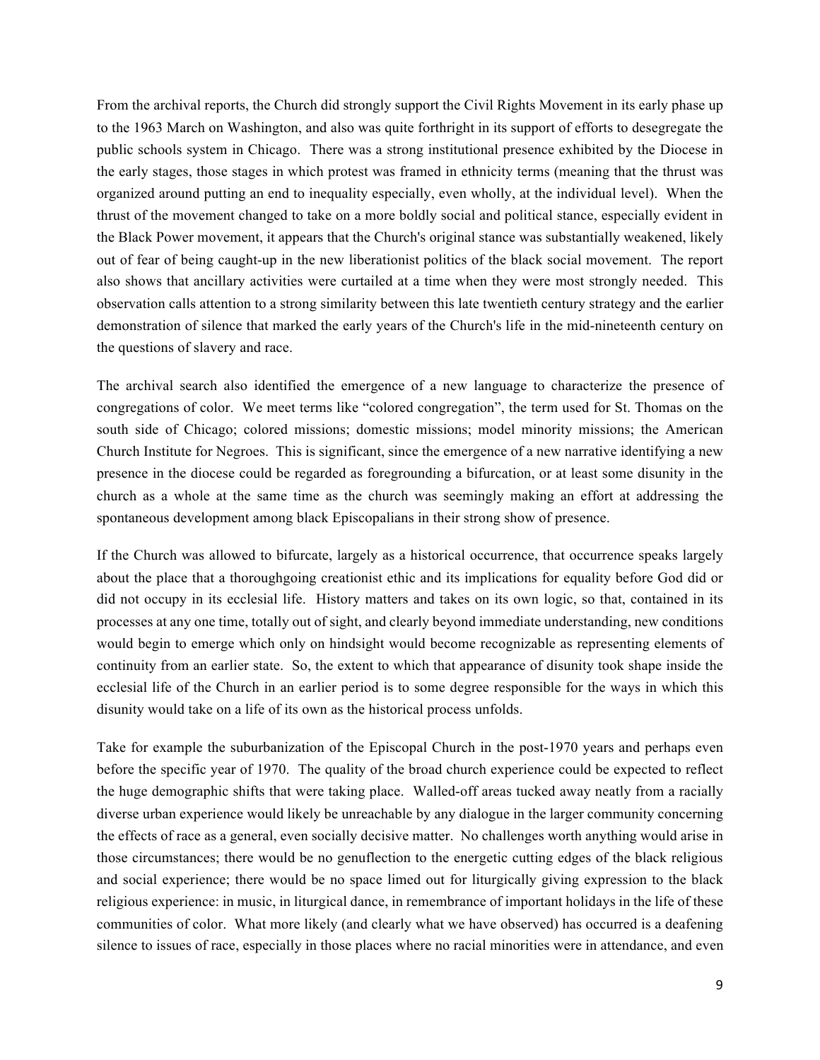From the archival reports, the Church did strongly support the Civil Rights Movement in its early phase up to the 1963 March on Washington, and also was quite forthright in its support of efforts to desegregate the public schools system in Chicago. There was a strong institutional presence exhibited by the Diocese in the early stages, those stages in which protest was framed in ethnicity terms (meaning that the thrust was organized around putting an end to inequality especially, even wholly, at the individual level). When the thrust of the movement changed to take on a more boldly social and political stance, especially evident in the Black Power movement, it appears that the Church's original stance was substantially weakened, likely out of fear of being caught-up in the new liberationist politics of the black social movement. The report also shows that ancillary activities were curtailed at a time when they were most strongly needed. This observation calls attention to a strong similarity between this late twentieth century strategy and the earlier demonstration of silence that marked the early years of the Church's life in the mid-nineteenth century on the questions of slavery and race.

The archival search also identified the emergence of a new language to characterize the presence of congregations of color. We meet terms like "colored congregation", the term used for St. Thomas on the south side of Chicago; colored missions; domestic missions; model minority missions; the American Church Institute for Negroes. This is significant, since the emergence of a new narrative identifying a new presence in the diocese could be regarded as foregrounding a bifurcation, or at least some disunity in the church as a whole at the same time as the church was seemingly making an effort at addressing the spontaneous development among black Episcopalians in their strong show of presence.

If the Church was allowed to bifurcate, largely as a historical occurrence, that occurrence speaks largely about the place that a thoroughgoing creationist ethic and its implications for equality before God did or did not occupy in its ecclesial life. History matters and takes on its own logic, so that, contained in its processes at any one time, totally out of sight, and clearly beyond immediate understanding, new conditions would begin to emerge which only on hindsight would become recognizable as representing elements of continuity from an earlier state. So, the extent to which that appearance of disunity took shape inside the ecclesial life of the Church in an earlier period is to some degree responsible for the ways in which this disunity would take on a life of its own as the historical process unfolds.

Take for example the suburbanization of the Episcopal Church in the post-1970 years and perhaps even before the specific year of 1970. The quality of the broad church experience could be expected to reflect the huge demographic shifts that were taking place. Walled-off areas tucked away neatly from a racially diverse urban experience would likely be unreachable by any dialogue in the larger community concerning the effects of race as a general, even socially decisive matter. No challenges worth anything would arise in those circumstances; there would be no genuflection to the energetic cutting edges of the black religious and social experience; there would be no space limed out for liturgically giving expression to the black religious experience: in music, in liturgical dance, in remembrance of important holidays in the life of these communities of color. What more likely (and clearly what we have observed) has occurred is a deafening silence to issues of race, especially in those places where no racial minorities were in attendance, and even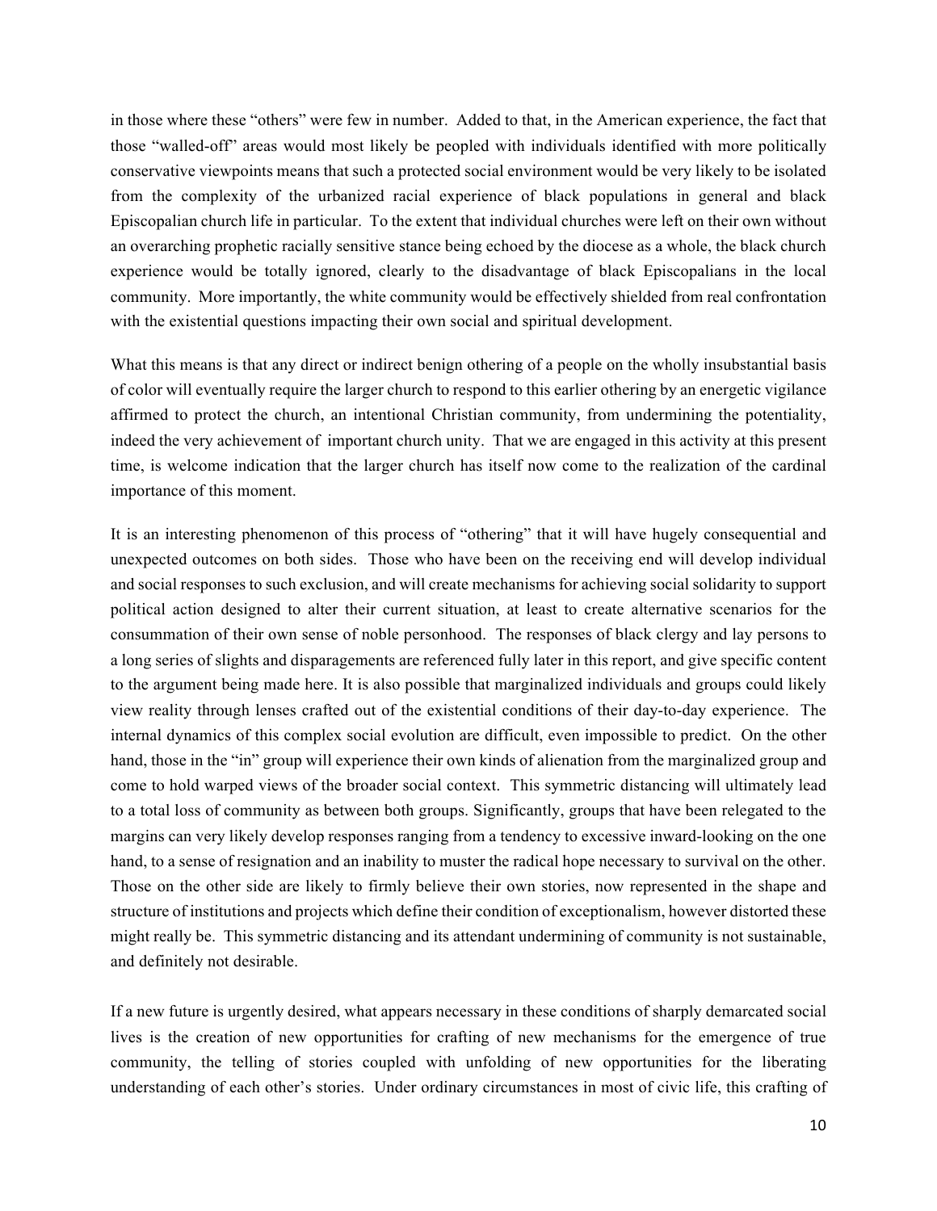in those where these "others" were few in number. Added to that, in the American experience, the fact that those "walled-off" areas would most likely be peopled with individuals identified with more politically conservative viewpoints means that such a protected social environment would be very likely to be isolated from the complexity of the urbanized racial experience of black populations in general and black Episcopalian church life in particular. To the extent that individual churches were left on their own without an overarching prophetic racially sensitive stance being echoed by the diocese as a whole, the black church experience would be totally ignored, clearly to the disadvantage of black Episcopalians in the local community. More importantly, the white community would be effectively shielded from real confrontation with the existential questions impacting their own social and spiritual development.

What this means is that any direct or indirect benign othering of a people on the wholly insubstantial basis of color will eventually require the larger church to respond to this earlier othering by an energetic vigilance affirmed to protect the church, an intentional Christian community, from undermining the potentiality, indeed the very achievement of important church unity. That we are engaged in this activity at this present time, is welcome indication that the larger church has itself now come to the realization of the cardinal importance of this moment.

It is an interesting phenomenon of this process of "othering" that it will have hugely consequential and unexpected outcomes on both sides. Those who have been on the receiving end will develop individual and social responses to such exclusion, and will create mechanisms for achieving social solidarity to support political action designed to alter their current situation, at least to create alternative scenarios for the consummation of their own sense of noble personhood. The responses of black clergy and lay persons to a long series of slights and disparagements are referenced fully later in this report, and give specific content to the argument being made here. It is also possible that marginalized individuals and groups could likely view reality through lenses crafted out of the existential conditions of their day-to-day experience. The internal dynamics of this complex social evolution are difficult, even impossible to predict. On the other hand, those in the "in" group will experience their own kinds of alienation from the marginalized group and come to hold warped views of the broader social context. This symmetric distancing will ultimately lead to a total loss of community as between both groups. Significantly, groups that have been relegated to the margins can very likely develop responses ranging from a tendency to excessive inward-looking on the one hand, to a sense of resignation and an inability to muster the radical hope necessary to survival on the other. Those on the other side are likely to firmly believe their own stories, now represented in the shape and structure of institutions and projects which define their condition of exceptionalism, however distorted these might really be. This symmetric distancing and its attendant undermining of community is not sustainable, and definitely not desirable.

If a new future is urgently desired, what appears necessary in these conditions of sharply demarcated social lives is the creation of new opportunities for crafting of new mechanisms for the emergence of true community, the telling of stories coupled with unfolding of new opportunities for the liberating understanding of each other's stories. Under ordinary circumstances in most of civic life, this crafting of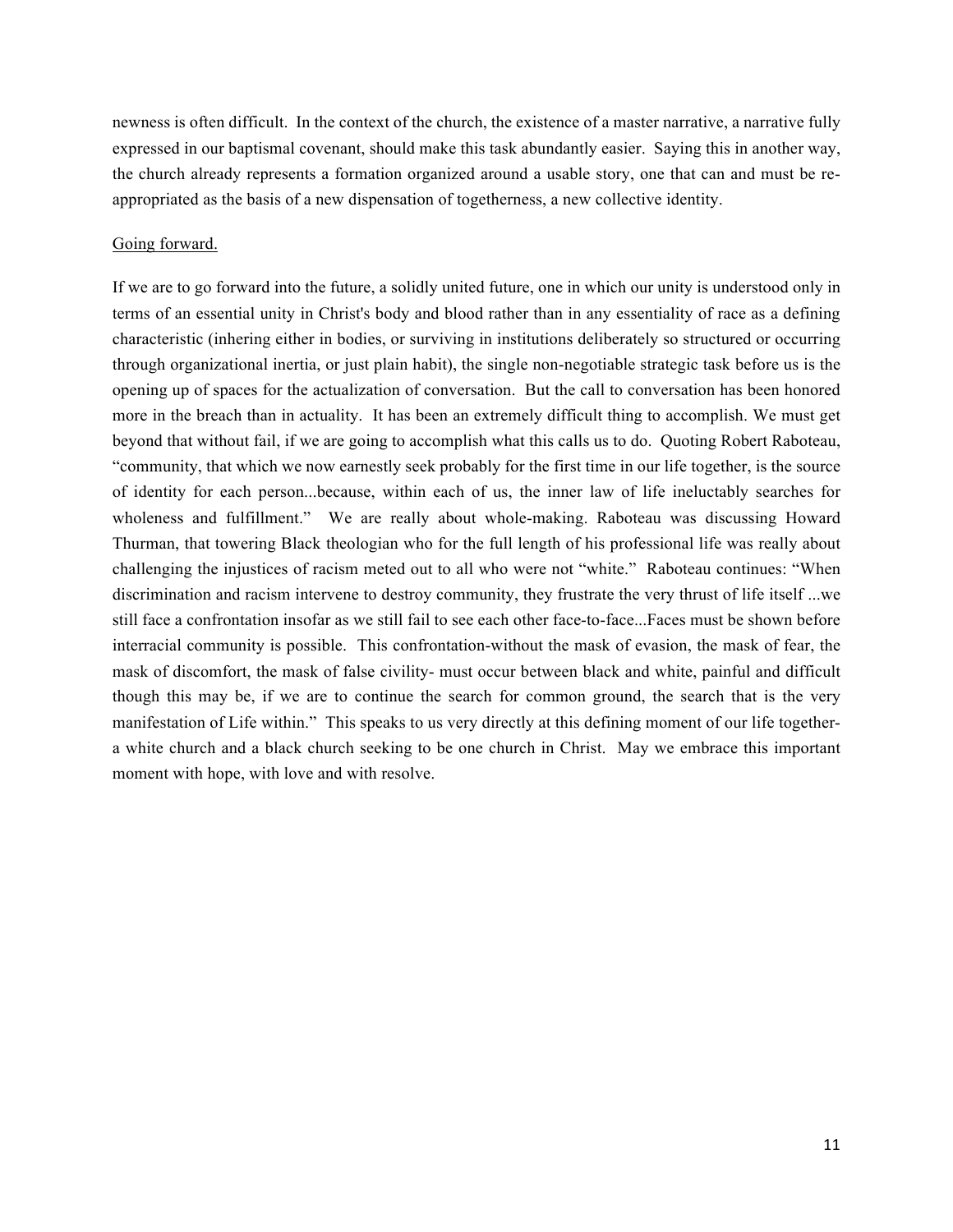newness is often difficult. In the context of the church, the existence of a master narrative, a narrative fully expressed in our baptismal covenant, should make this task abundantly easier. Saying this in another way, the church already represents a formation organized around a usable story, one that can and must be re-appropriated as the basis of a new dispensation of togetherness, a new collective identity.

<u>Going forward.</u>

If we are to go forward into the future, a solidly united future, one in which our unity is understood only in terms of an essential unity in Christ's body and blood rather than in any essentiality of race as a defining characteristic (inhering either in bodies, or surviving in institutions deliberately so structured or occurring through organizational inertia, or just plain habit), the single non-negotiable strategic task before us is the opening up of spaces for the actualization of conversation. But the call to conversation has been honored more in the breach than in actuality. It has been an extremely difficult thing to accomplish. We must get beyond that without fail, if we are going to accomplish what this calls us to do. Quoting Robert Raboteau, "community, that which we now earnestly seek probably for the first time in our life together, is the source of identity for each person...because, within each of us, the inner law of life ineluctably searches for wholeness and fulfillment." We are really about whole-making. Raboteau was discussing Howard Thurman, that towering Black theologian who for the full length of his professional life was really about challenging the injustices of racism meted out to all who were not "white." Raboteau continues: "When discrimination and racism intervene to destroy community, they frustrate the very thrust of life itself ...we still face a confrontation insofar as we still fail to see each other face-to-face...Faces must be shown before interracial community is possible. This confrontation-without the mask of evasion, the mask of fear, the mask of discomfort, the mask of false civility- must occur between black and white, painful and difficult though this may be, if we are to continue the search for common ground, the search that is the very manifestation of Life within." This speaks to us very directly at this defining moment of our life together- a white church and a black church seeking to be one church in Christ. May we embrace this important moment with hope, with love and with resolve.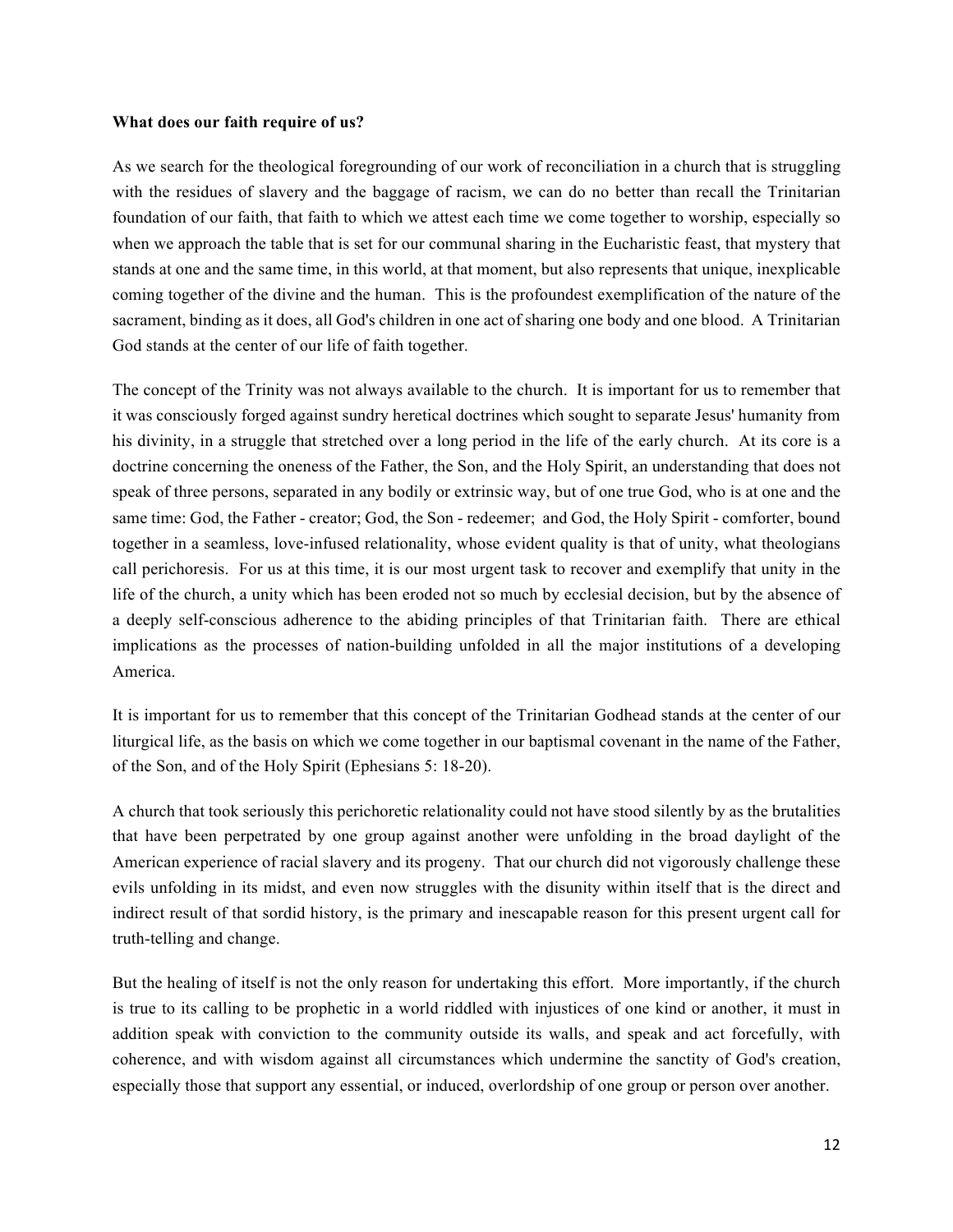**What does our faith require of us?**

As we search for the theological foregrounding of our work of reconciliation in a church that is struggling with the residues of slavery and the baggage of racism, we can do no better than recall the Trinitarian foundation of our faith, that faith to which we attest each time we come together to worship, especially so when we approach the table that is set for our communal sharing in the Eucharistic feast, that mystery that stands at one and the same time, in this world, at that moment, but also represents that unique, inexplicable coming together of the divine and the human. This is the profoundest exemplification of the nature of the sacrament, binding as it does, all God's children in one act of sharing one body and one blood. A Trinitarian God stands at the center of our life of faith together.

The concept of the Trinity was not always available to the church. It is important for us to remember that it was consciously forged against sundry heretical doctrines which sought to separate Jesus' humanity from his divinity, in a struggle that stretched over a long period in the life of the early church. At its core is a doctrine concerning the oneness of the Father, the Son, and the Holy Spirit, an understanding that does not speak of three persons, separated in any bodily or extrinsic way, but of one true God, who is at one and the same time: God, the Father - creator; God, the Son - redeemer; and God, the Holy Spirit - comforter, bound together in a seamless, love-infused relationality, whose evident quality is that of unity, what theologians call perichoresis. For us at this time, it is our most urgent task to recover and exemplify that unity in the life of the church, a unity which has been eroded not so much by ecclesial decision, but by the absence of a deeply self-conscious adherence to the abiding principles of that Trinitarian faith. There are ethical implications as the processes of nation-building unfolded in all the major institutions of a developing America.

It is important for us to remember that this concept of the Trinitarian Godhead stands at the center of our liturgical life, as the basis on which we come together in our baptismal covenant in the name of the Father, of the Son, and of the Holy Spirit (Ephesians 5: 18-20).

A church that took seriously this perichoretic relationality could not have stood silently by as the brutalities that have been perpetrated by one group against another were unfolding in the broad daylight of the American experience of racial slavery and its progeny. That our church did not vigorously challenge these evils unfolding in its midst, and even now struggles with the disunity within itself that is the direct and indirect result of that sordid history, is the primary and inescapable reason for this present urgent call for truth-telling and change.

But the healing of itself is not the only reason for undertaking this effort. More importantly, if the church is true to its calling to be prophetic in a world riddled with injustices of one kind or another, it must in addition speak with conviction to the community outside its walls, and speak and act forcefully, with coherence, and with wisdom against all circumstances which undermine the sanctity of God's creation, especially those that support any essential, or induced, overlordship of one group or person over another.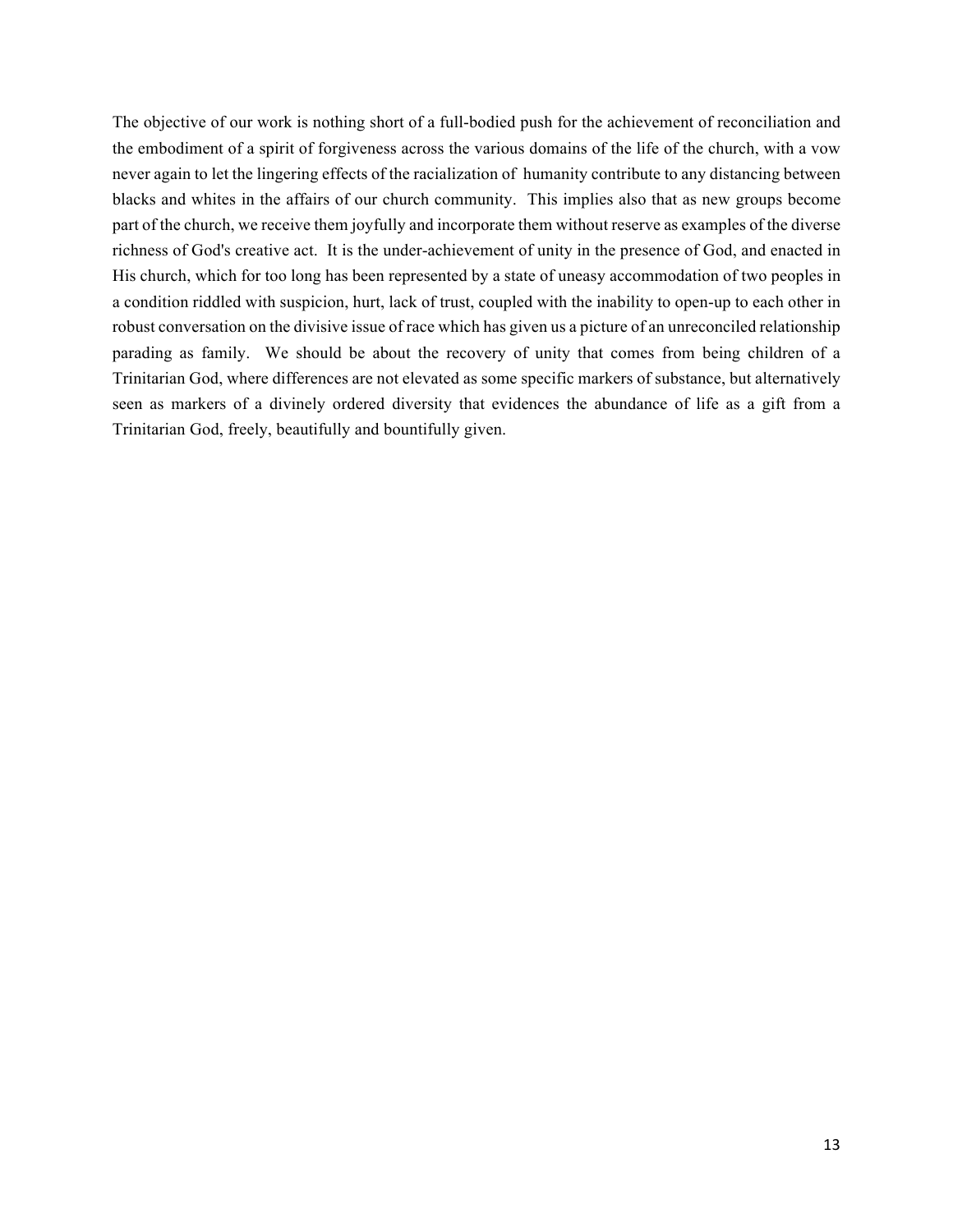The objective of our work is nothing short of a full-bodied push for the achievement of reconciliation and the embodiment of a spirit of forgiveness across the various domains of the life of the church, with a vow never again to let the lingering effects of the racialization of humanity contribute to any distancing between blacks and whites in the affairs of our church community. This implies also that as new groups become part of the church, we receive them joyfully and incorporate them without reserve as examples of the diverse richness of God's creative act. It is the under-achievement of unity in the presence of God, and enacted in His church, which for too long has been represented by a state of uneasy accommodation of two peoples in a condition riddled with suspicion, hurt, lack of trust, coupled with the inability to open-up to each other in robust conversation on the divisive issue of race which has given us a picture of an unreconciled relationship parading as family. We should be about the recovery of unity that comes from being children of a Trinitarian God, where differences are not elevated as some specific markers of substance, but alternatively seen as markers of a divinely ordered diversity that evidences the abundance of life as a gift from a Trinitarian God, freely, beautifully and bountifully given.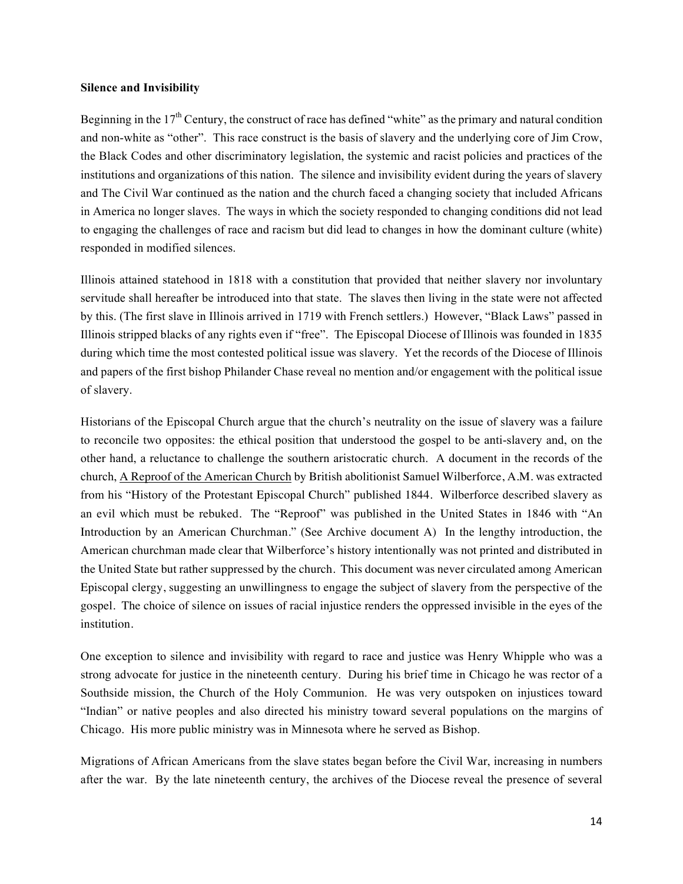**Silence and Invisibility**

Beginning in the 17th Century, the construct of race has defined "white" as the primary and natural condition and non-white as "other". This race construct is the basis of slavery and the underlying core of Jim Crow, the Black Codes and other discriminatory legislation, the systemic and racist policies and practices of the institutions and organizations of this nation. The silence and invisibility evident during the years of slavery and The Civil War continued as the nation and the church faced a changing society that included Africans in America no longer slaves. The ways in which the society responded to changing conditions did not lead to engaging the challenges of race and racism but did lead to changes in how the dominant culture (white) responded in modified silences.

Illinois attained statehood in 1818 with a constitution that provided that neither slavery nor involuntary servitude shall hereafter be introduced into that state. The slaves then living in the state were not affected by this. (The first slave in Illinois arrived in 1719 with French settlers.) However, "Black Laws" passed in Illinois stripped blacks of any rights even if "free". The Episcopal Diocese of Illinois was founded in 1835 during which time the most contested political issue was slavery. Yet the records of the Diocese of Illinois and papers of the first bishop Philander Chase reveal no mention and/or engagement with the political issue of slavery.

Historians of the Episcopal Church argue that the church's neutrality on the issue of slavery was a failure to reconcile two opposites: the ethical position that understood the gospel to be anti-slavery and, on the other hand, a reluctance to challenge the southern aristocratic church. A document in the records of the church, A Reproof of the American Church by British abolitionist Samuel Wilberforce, A.M. was extracted from his "History of the Protestant Episcopal Church" published 1844. Wilberforce described slavery as an evil which must be rebuked. The "Reproof" was published in the United States in 1846 with "An Introduction by an American Churchman." (See Archive document A) In the lengthy introduction, the American churchman made clear that Wilberforce's history intentionally was not printed and distributed in the United State but rather suppressed by the church. This document was never circulated among American Episcopal clergy, suggesting an unwillingness to engage the subject of slavery from the perspective of the gospel. The choice of silence on issues of racial injustice renders the oppressed invisible in the eyes of the institution.

One exception to silence and invisibility with regard to race and justice was Henry Whipple who was a strong advocate for justice in the nineteenth century. During his brief time in Chicago he was rector of a Southside mission, the Church of the Holy Communion. He was very outspoken on injustices toward "Indian" or native peoples and also directed his ministry toward several populations on the margins of Chicago. His more public ministry was in Minnesota where he served as Bishop.

Migrations of African Americans from the slave states began before the Civil War, increasing in numbers after the war. By the late nineteenth century, the archives of the Diocese reveal the presence of several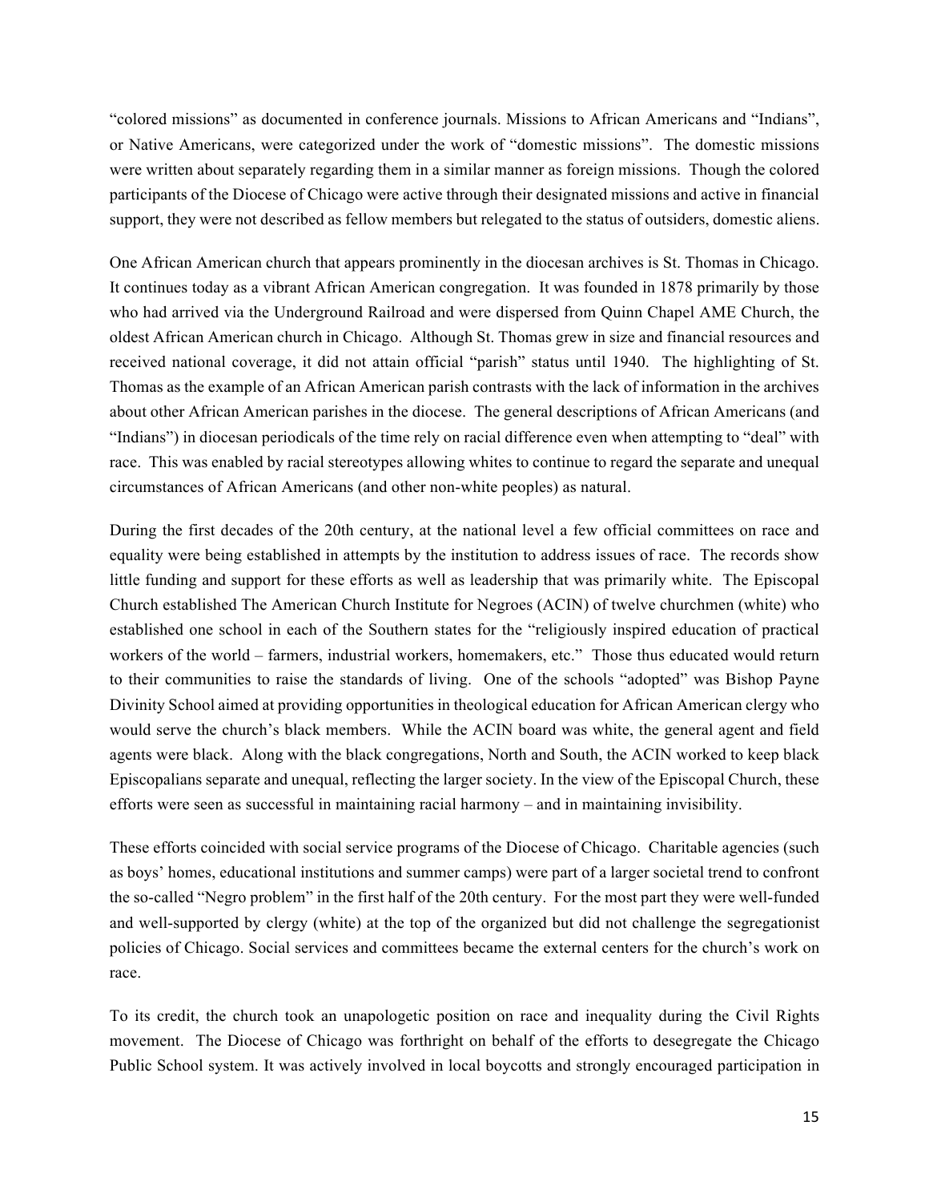"colored missions" as documented in conference journals. Missions to African Americans and "Indians", or Native Americans, were categorized under the work of "domestic missions". The domestic missions were written about separately regarding them in a similar manner as foreign missions. Though the colored participants of the Diocese of Chicago were active through their designated missions and active in financial support, they were not described as fellow members but relegated to the status of outsiders, domestic aliens.

One African American church that appears prominently in the diocesan archives is St. Thomas in Chicago. It continues today as a vibrant African American congregation. It was founded in 1878 primarily by those who had arrived via the Underground Railroad and were dispersed from Quinn Chapel AME Church, the oldest African American church in Chicago. Although St. Thomas grew in size and financial resources and received national coverage, it did not attain official "parish" status until 1940. The highlighting of St. Thomas as the example of an African American parish contrasts with the lack of information in the archives about other African American parishes in the diocese. The general descriptions of African Americans (and "Indians") in diocesan periodicals of the time rely on racial difference even when attempting to "deal" with race. This was enabled by racial stereotypes allowing whites to continue to regard the separate and unequal circumstances of African Americans (and other non-white peoples) as natural.

During the first decades of the 20th century, at the national level a few official committees on race and equality were being established in attempts by the institution to address issues of race. The records show little funding and support for these efforts as well as leadership that was primarily white. The Episcopal Church established The American Church Institute for Negroes (ACIN) of twelve churchmen (white) who established one school in each of the Southern states for the "religiously inspired education of practical workers of the world – farmers, industrial workers, homemakers, etc." Those thus educated would return to their communities to raise the standards of living. One of the schools "adopted" was Bishop Payne Divinity School aimed at providing opportunities in theological education for African American clergy who would serve the church's black members. While the ACIN board was white, the general agent and field agents were black. Along with the black congregations, North and South, the ACIN worked to keep black Episcopalians separate and unequal, reflecting the larger society. In the view of the Episcopal Church, these efforts were seen as successful in maintaining racial harmony – and in maintaining invisibility.

These efforts coincided with social service programs of the Diocese of Chicago. Charitable agencies (such as boys' homes, educational institutions and summer camps) were part of a larger societal trend to confront the so-called "Negro problem" in the first half of the 20th century. For the most part they were well-funded and well-supported by clergy (white) at the top of the organized but did not challenge the segregationist policies of Chicago. Social services and committees became the external centers for the church's work on race.

To its credit, the church took an unapologetic position on race and inequality during the Civil Rights movement. The Diocese of Chicago was forthright on behalf of the efforts to desegregate the Chicago Public School system. It was actively involved in local boycotts and strongly encouraged participation in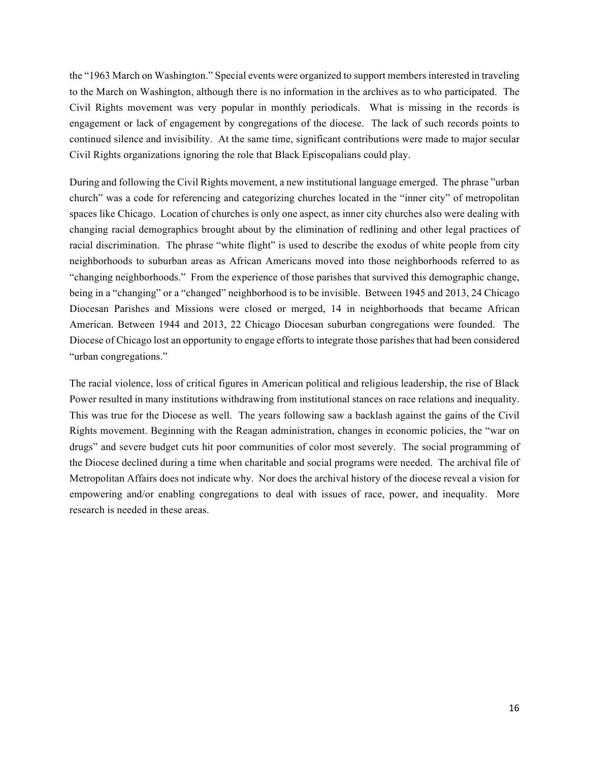the "1963 March on Washington." Special events were organized to support members interested in traveling to the March on Washington, although there is no information in the archives as to who participated. The Civil Rights movement was very popular in monthly periodicals. What is missing in the records is engagement or lack of engagement by congregations of the diocese. The lack of such records points to continued silence and invisibility. At the same time, significant contributions were made to major secular Civil Rights organizations ignoring the role that Black Episcopalians could play.

During and following the Civil Rights movement, a new institutional language emerged. The phrase "urban church" was a code for referencing and categorizing churches located in the "inner city" of metropolitan spaces like Chicago. Location of churches is only one aspect, as inner city churches also were dealing with changing racial demographics brought about by the elimination of redlining and other legal practices of racial discrimination. The phrase "white flight" is used to describe the exodus of white people from city neighborhoods to suburban areas as African Americans moved into those neighborhoods referred to as "changing neighborhoods." From the experience of those parishes that survived this demographic change, being in a "changing" or a "changed" neighborhood is to be invisible. Between 1945 and 2013, 24 Chicago Diocesan Parishes and Missions were closed or merged, 14 in neighborhoods that became African American. Between 1944 and 2013, 22 Chicago Diocesan suburban congregations were founded. The Diocese of Chicago lost an opportunity to engage efforts to integrate those parishes that had been considered "urban congregations."

The racial violence, loss of critical figures in American political and religious leadership, the rise of Black Power resulted in many institutions withdrawing from institutional stances on race relations and inequality. This was true for the Diocese as well. The years following saw a backlash against the gains of the Civil Rights movement. Beginning with the Reagan administration, changes in economic policies, the "war on drugs" and severe budget cuts hit poor communities of color most severely. The social programming of the Diocese declined during a time when charitable and social programs were needed. The archival file of Metropolitan Affairs does not indicate why. Nor does the archival history of the diocese reveal a vision for empowering and/or enabling congregations to deal with issues of race, power, and inequality. More research is needed in these areas.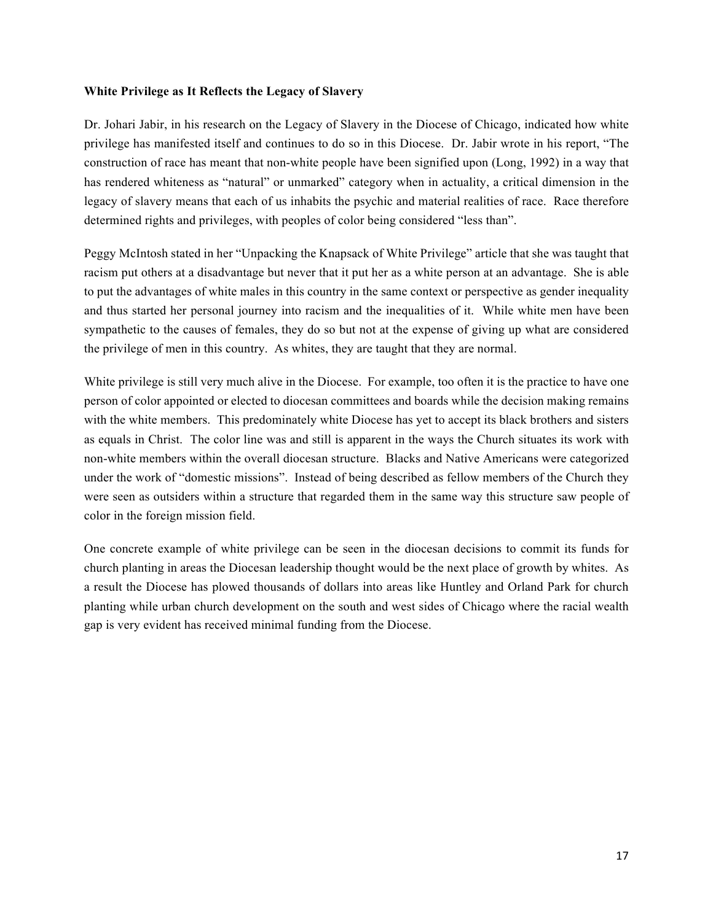**White Privilege as It Reflects the Legacy of Slavery**

Dr. Johari Jabir, in his research on the Legacy of Slavery in the Diocese of Chicago, indicated how white privilege has manifested itself and continues to do so in this Diocese. Dr. Jabir wrote in his report, "The construction of race has meant that non-white people have been signified upon (Long, 1992) in a way that has rendered whiteness as "natural" or unmarked" category when in actuality, a critical dimension in the legacy of slavery means that each of us inhabits the psychic and material realities of race. Race therefore determined rights and privileges, with peoples of color being considered "less than".

Peggy McIntosh stated in her "Unpacking the Knapsack of White Privilege" article that she was taught that racism put others at a disadvantage but never that it put her as a white person at an advantage. She is able to put the advantages of white males in this country in the same context or perspective as gender inequality and thus started her personal journey into racism and the inequalities of it. While white men have been sympathetic to the causes of females, they do so but not at the expense of giving up what are considered the privilege of men in this country. As whites, they are taught that they are normal.

White privilege is still very much alive in the Diocese. For example, too often it is the practice to have one person of color appointed or elected to diocesan committees and boards while the decision making remains with the white members. This predominately white Diocese has yet to accept its black brothers and sisters as equals in Christ. The color line was and still is apparent in the ways the Church situates its work with non-white members within the overall diocesan structure. Blacks and Native Americans were categorized under the work of "domestic missions". Instead of being described as fellow members of the Church they were seen as outsiders within a structure that regarded them in the same way this structure saw people of color in the foreign mission field.

One concrete example of white privilege can be seen in the diocesan decisions to commit its funds for church planting in areas the Diocesan leadership thought would be the next place of growth by whites. As a result the Diocese has plowed thousands of dollars into areas like Huntley and Orland Park for church planting while urban church development on the south and west sides of Chicago where the racial wealth gap is very evident has received minimal funding from the Diocese.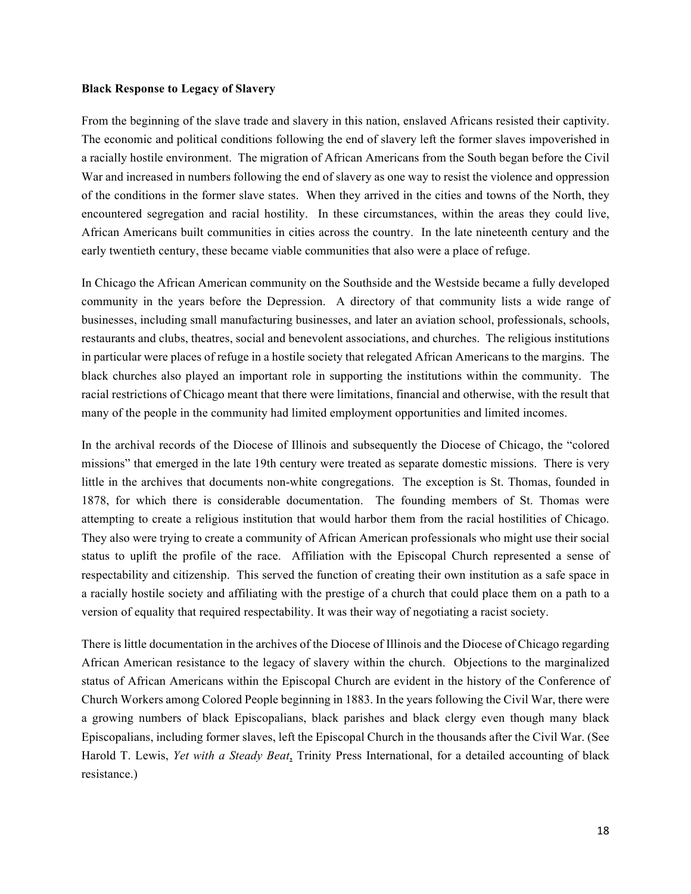**Black Response to Legacy of Slavery**

From the beginning of the slave trade and slavery in this nation, enslaved Africans resisted their captivity. The economic and political conditions following the end of slavery left the former slaves impoverished in a racially hostile environment. The migration of African Americans from the South began before the Civil War and increased in numbers following the end of slavery as one way to resist the violence and oppression of the conditions in the former slave states. When they arrived in the cities and towns of the North, they encountered segregation and racial hostility. In these circumstances, within the areas they could live, African Americans built communities in cities across the country. In the late nineteenth century and the early twentieth century, these became viable communities that also were a place of refuge.

In Chicago the African American community on the Southside and the Westside became a fully developed community in the years before the Depression. A directory of that community lists a wide range of businesses, including small manufacturing businesses, and later an aviation school, professionals, schools, restaurants and clubs, theatres, social and benevolent associations, and churches. The religious institutions in particular were places of refuge in a hostile society that relegated African Americans to the margins. The black churches also played an important role in supporting the institutions within the community. The racial restrictions of Chicago meant that there were limitations, financial and otherwise, with the result that many of the people in the community had limited employment opportunities and limited incomes.

In the archival records of the Diocese of Illinois and subsequently the Diocese of Chicago, the "colored missions" that emerged in the late 19th century were treated as separate domestic missions. There is very little in the archives that documents non-white congregations. The exception is St. Thomas, founded in 1878, for which there is considerable documentation. The founding members of St. Thomas were attempting to create a religious institution that would harbor them from the racial hostilities of Chicago. They also were trying to create a community of African American professionals who might use their social status to uplift the profile of the race. Affiliation with the Episcopal Church represented a sense of respectability and citizenship. This served the function of creating their own institution as a safe space in a racially hostile society and affiliating with the prestige of a church that could place them on a path to a version of equality that required respectability. It was their way of negotiating a racist society.

There is little documentation in the archives of the Diocese of Illinois and the Diocese of Chicago regarding African American resistance to the legacy of slavery within the church. Objections to the marginalized status of African Americans within the Episcopal Church are evident in the history of the Conference of Church Workers among Colored People beginning in 1883. In the years following the Civil War, there were a growing numbers of black Episcopalians, black parishes and black clergy even though many black Episcopalians, including former slaves, left the Episcopal Church in the thousands after the Civil War. (See Harold T. Lewis, *Yet with a Steady Beat*, Trinity Press International, for a detailed accounting of black resistance.)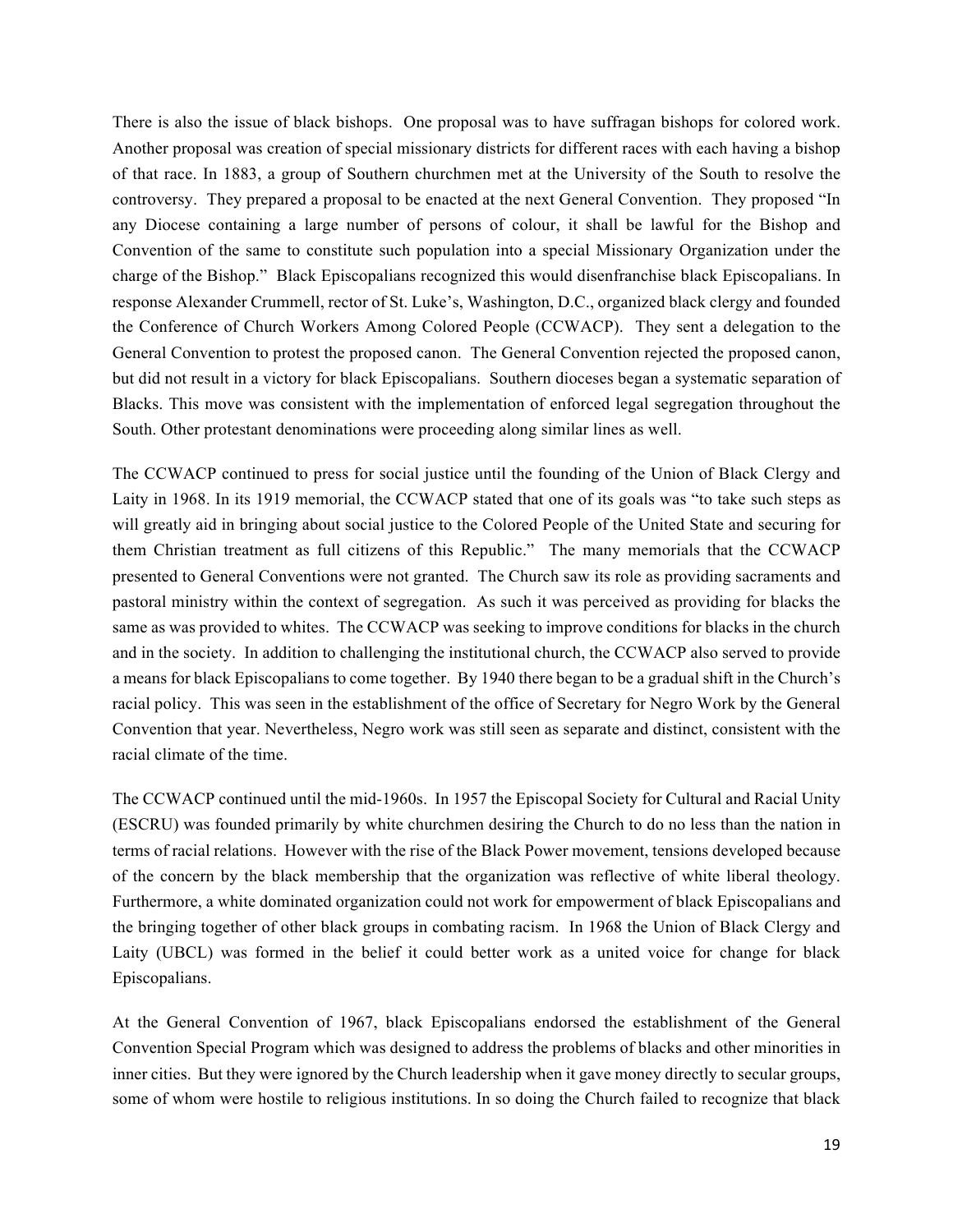There is also the issue of black bishops. One proposal was to have suffragan bishops for colored work. Another proposal was creation of special missionary districts for different races with each having a bishop of that race. In 1883, a group of Southern churchmen met at the University of the South to resolve the controversy. They prepared a proposal to be enacted at the next General Convention. They proposed "In any Diocese containing a large number of persons of colour, it shall be lawful for the Bishop and Convention of the same to constitute such population into a special Missionary Organization under the charge of the Bishop." Black Episcopalians recognized this would disenfranchise black Episcopalians. In response Alexander Crummell, rector of St. Luke's, Washington, D.C., organized black clergy and founded the Conference of Church Workers Among Colored People (CCWACP). They sent a delegation to the General Convention to protest the proposed canon. The General Convention rejected the proposed canon, but did not result in a victory for black Episcopalians. Southern dioceses began a systematic separation of Blacks. This move was consistent with the implementation of enforced legal segregation throughout the South. Other protestant denominations were proceeding along similar lines as well.

The CCWACP continued to press for social justice until the founding of the Union of Black Clergy and Laity in 1968. In its 1919 memorial, the CCWACP stated that one of its goals was "to take such steps as will greatly aid in bringing about social justice to the Colored People of the United State and securing for them Christian treatment as full citizens of this Republic." The many memorials that the CCWACP presented to General Conventions were not granted. The Church saw its role as providing sacraments and pastoral ministry within the context of segregation. As such it was perceived as providing for blacks the same as was provided to whites. The CCWACP was seeking to improve conditions for blacks in the church and in the society. In addition to challenging the institutional church, the CCWACP also served to provide a means for black Episcopalians to come together. By 1940 there began to be a gradual shift in the Church's racial policy. This was seen in the establishment of the office of Secretary for Negro Work by the General Convention that year. Nevertheless, Negro work was still seen as separate and distinct, consistent with the racial climate of the time.

The CCWACP continued until the mid-1960s. In 1957 the Episcopal Society for Cultural and Racial Unity (ESCRU) was founded primarily by white churchmen desiring the Church to do no less than the nation in terms of racial relations. However with the rise of the Black Power movement, tensions developed because of the concern by the black membership that the organization was reflective of white liberal theology. Furthermore, a white dominated organization could not work for empowerment of black Episcopalians and the bringing together of other black groups in combating racism. In 1968 the Union of Black Clergy and Laity (UBCL) was formed in the belief it could better work as a united voice for change for black Episcopalians.

At the General Convention of 1967, black Episcopalians endorsed the establishment of the General Convention Special Program which was designed to address the problems of blacks and other minorities in inner cities. But they were ignored by the Church leadership when it gave money directly to secular groups, some of whom were hostile to religious institutions. In so doing the Church failed to recognize that black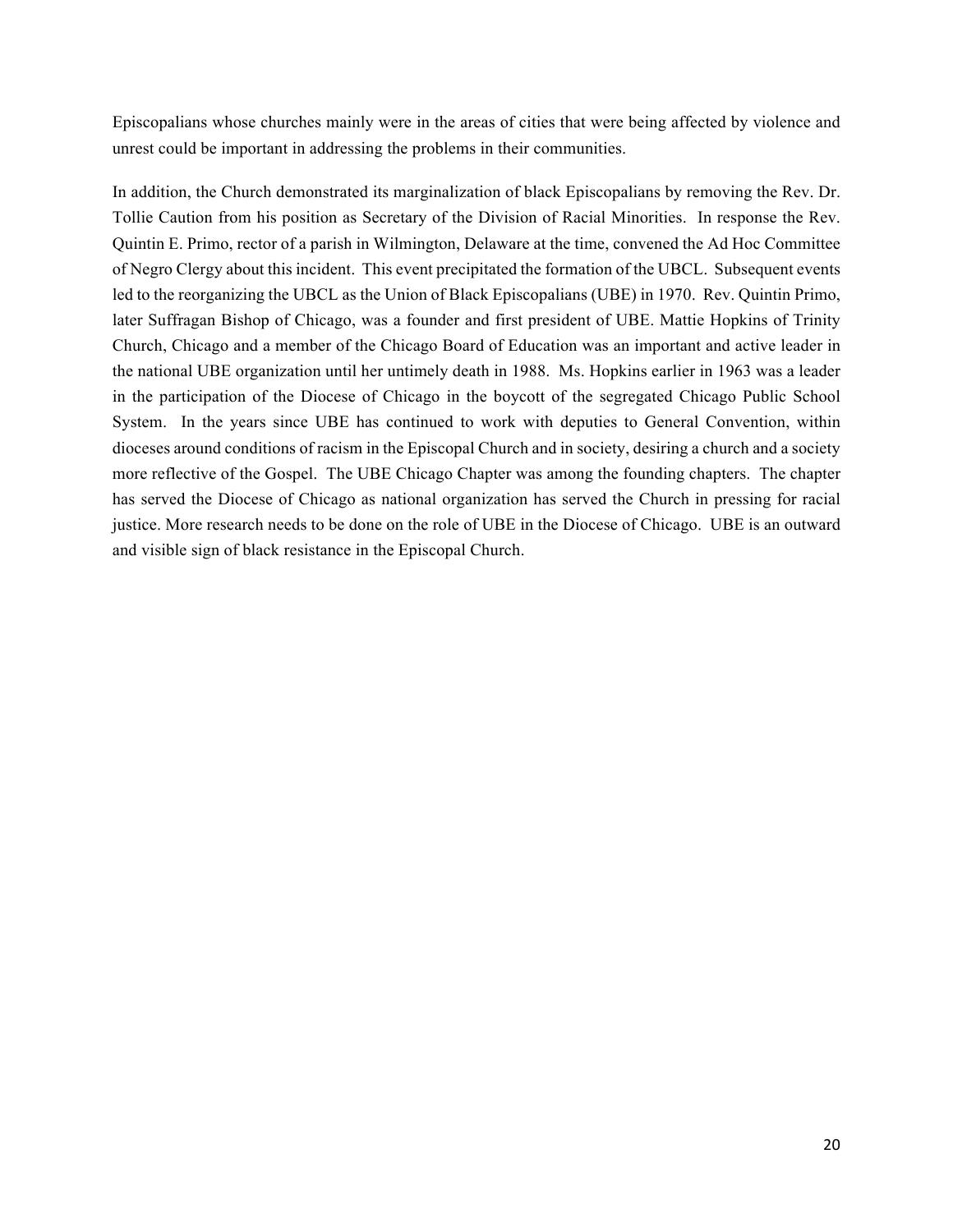Episcopalians whose churches mainly were in the areas of cities that were being affected by violence and unrest could be important in addressing the problems in their communities.

In addition, the Church demonstrated its marginalization of black Episcopalians by removing the Rev. Dr. Tollie Caution from his position as Secretary of the Division of Racial Minorities. In response the Rev. Quintin E. Primo, rector of a parish in Wilmington, Delaware at the time, convened the Ad Hoc Committee of Negro Clergy about this incident. This event precipitated the formation of the UBCL. Subsequent events led to the reorganizing the UBCL as the Union of Black Episcopalians (UBE) in 1970. Rev. Quintin Primo, later Suffragan Bishop of Chicago, was a founder and first president of UBE. Mattie Hopkins of Trinity Church, Chicago and a member of the Chicago Board of Education was an important and active leader in the national UBE organization until her untimely death in 1988. Ms. Hopkins earlier in 1963 was a leader in the participation of the Diocese of Chicago in the boycott of the segregated Chicago Public School System. In the years since UBE has continued to work with deputies to General Convention, within dioceses around conditions of racism in the Episcopal Church and in society, desiring a church and a society more reflective of the Gospel. The UBE Chicago Chapter was among the founding chapters. The chapter has served the Diocese of Chicago as national organization has served the Church in pressing for racial justice. More research needs to be done on the role of UBE in the Diocese of Chicago. UBE is an outward and visible sign of black resistance in the Episcopal Church.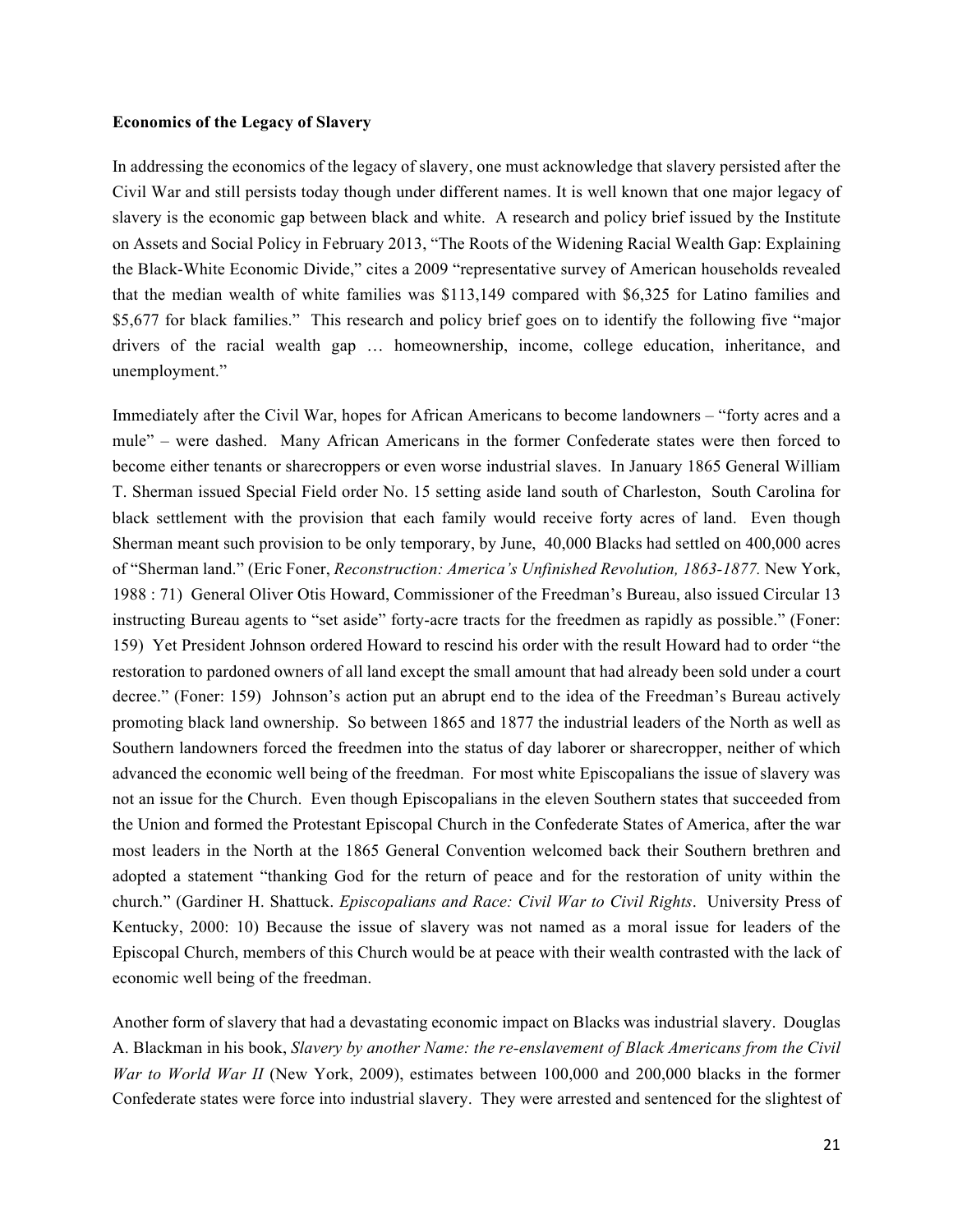**Economics of the Legacy of Slavery**

In addressing the economics of the legacy of slavery, one must acknowledge that slavery persisted after the Civil War and still persists today though under different names. It is well known that one major legacy of slavery is the economic gap between black and white. A research and policy brief issued by the Institute on Assets and Social Policy in February 2013, "The Roots of the Widening Racial Wealth Gap: Explaining the Black-White Economic Divide," cites a 2009 "representative survey of American households revealed that the median wealth of white families was $113,149 compared with $6,325 for Latino families and $5,677 for black families." This research and policy brief goes on to identify the following five "major drivers of the racial wealth gap … homeownership, income, college education, inheritance, and unemployment."

Immediately after the Civil War, hopes for African Americans to become landowners – "forty acres and a mule" – were dashed. Many African Americans in the former Confederate states were then forced to become either tenants or sharecroppers or even worse industrial slaves. In January 1865 General William T. Sherman issued Special Field order No. 15 setting aside land south of Charleston, South Carolina for black settlement with the provision that each family would receive forty acres of land. Even though Sherman meant such provision to be only temporary, by June, 40,000 Blacks had settled on 400,000 acres of "Sherman land." (Eric Foner, *Reconstruction: America's Unfinished Revolution, 1863-1877.* New York, 1988 : 71) General Oliver Otis Howard, Commissioner of the Freedman's Bureau, also issued Circular 13 instructing Bureau agents to "set aside" forty-acre tracts for the freedmen as rapidly as possible." (Foner: 159) Yet President Johnson ordered Howard to rescind his order with the result Howard had to order "the restoration to pardoned owners of all land except the small amount that had already been sold under a court decree." (Foner: 159) Johnson's action put an abrupt end to the idea of the Freedman's Bureau actively promoting black land ownership. So between 1865 and 1877 the industrial leaders of the North as well as Southern landowners forced the freedmen into the status of day laborer or sharecropper, neither of which advanced the economic well being of the freedman. For most white Episcopalians the issue of slavery was not an issue for the Church. Even though Episcopalians in the eleven Southern states that succeeded from the Union and formed the Protestant Episcopal Church in the Confederate States of America, after the war most leaders in the North at the 1865 General Convention welcomed back their Southern brethren and adopted a statement "thanking God for the return of peace and for the restoration of unity within the church." (Gardiner H. Shattuck. *Episcopalians and Race: Civil War to Civil Rights*. University Press of Kentucky, 2000: 10) Because the issue of slavery was not named as a moral issue for leaders of the Episcopal Church, members of this Church would be at peace with their wealth contrasted with the lack of economic well being of the freedman.

Another form of slavery that had a devastating economic impact on Blacks was industrial slavery. Douglas A. Blackman in his book, *Slavery by another Name: the re-enslavement of Black Americans from the Civil War to World War II* (New York, 2009), estimates between 100,000 and 200,000 blacks in the former Confederate states were force into industrial slavery. They were arrested and sentenced for the slightest of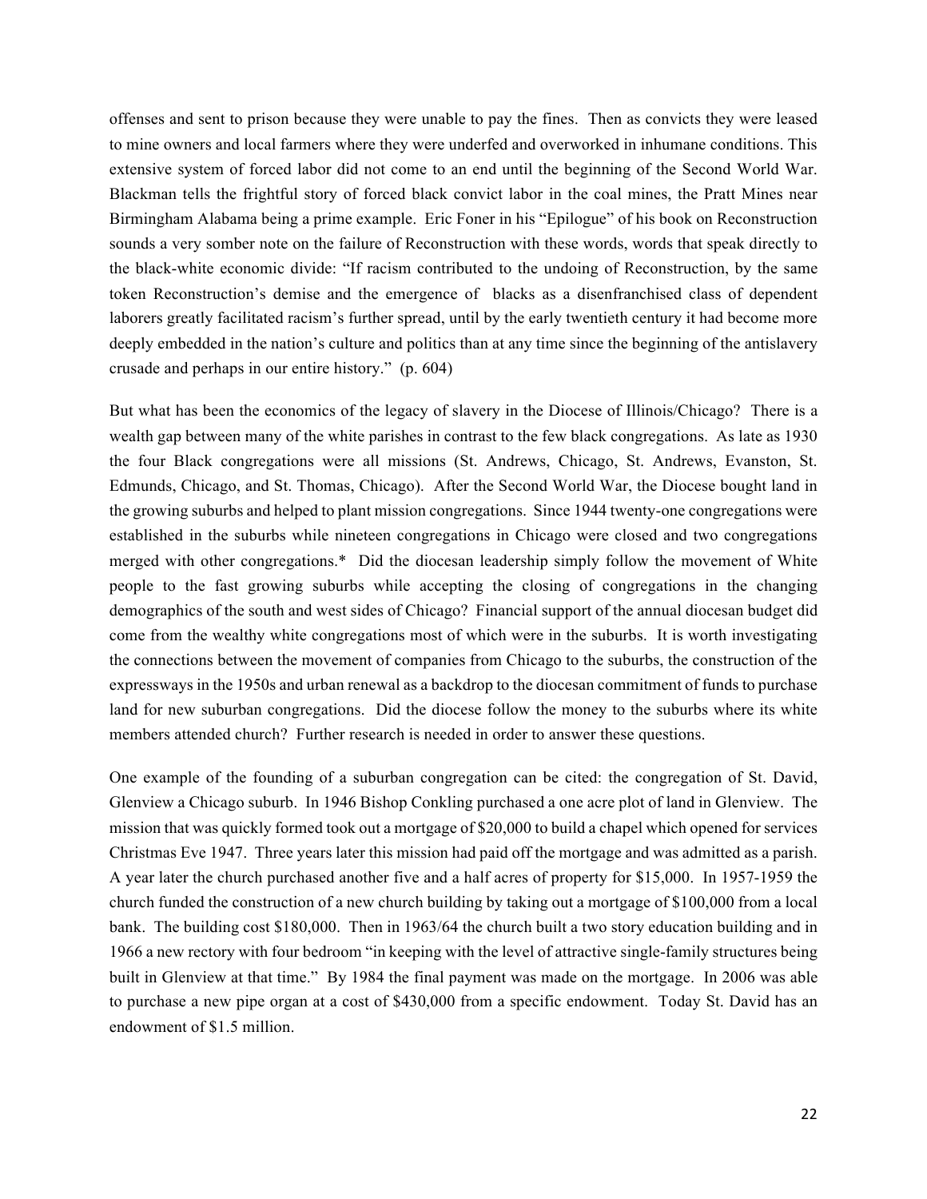offenses and sent to prison because they were unable to pay the fines. Then as convicts they were leased to mine owners and local farmers where they were underfed and overworked in inhumane conditions. This extensive system of forced labor did not come to an end until the beginning of the Second World War. Blackman tells the frightful story of forced black convict labor in the coal mines, the Pratt Mines near Birmingham Alabama being a prime example. Eric Foner in his "Epilogue" of his book on Reconstruction sounds a very somber note on the failure of Reconstruction with these words, words that speak directly to the black-white economic divide: "If racism contributed to the undoing of Reconstruction, by the same token Reconstruction's demise and the emergence of blacks as a disenfranchised class of dependent laborers greatly facilitated racism's further spread, until by the early twentieth century it had become more deeply embedded in the nation's culture and politics than at any time since the beginning of the antislavery crusade and perhaps in our entire history." (p. 604)

But what has been the economics of the legacy of slavery in the Diocese of Illinois/Chicago? There is a wealth gap between many of the white parishes in contrast to the few black congregations. As late as 1930 the four Black congregations were all missions (St. Andrews, Chicago, St. Andrews, Evanston, St. Edmunds, Chicago, and St. Thomas, Chicago). After the Second World War, the Diocese bought land in the growing suburbs and helped to plant mission congregations. Since 1944 twenty-one congregations were established in the suburbs while nineteen congregations in Chicago were closed and two congregations merged with other congregations.* Did the diocesan leadership simply follow the movement of White people to the fast growing suburbs while accepting the closing of congregations in the changing demographics of the south and west sides of Chicago? Financial support of the annual diocesan budget did come from the wealthy white congregations most of which were in the suburbs. It is worth investigating the connections between the movement of companies from Chicago to the suburbs, the construction of the expressways in the 1950s and urban renewal as a backdrop to the diocesan commitment of funds to purchase land for new suburban congregations. Did the diocese follow the money to the suburbs where its white members attended church? Further research is needed in order to answer these questions.

One example of the founding of a suburban congregation can be cited: the congregation of St. David, Glenview a Chicago suburb. In 1946 Bishop Conkling purchased a one acre plot of land in Glenview. The mission that was quickly formed took out a mortgage of $20,000 to build a chapel which opened for services Christmas Eve 1947. Three years later this mission had paid off the mortgage and was admitted as a parish. A year later the church purchased another five and a half acres of property for $15,000. In 1957-1959 the church funded the construction of a new church building by taking out a mortgage of $100,000 from a local bank. The building cost $180,000. Then in 1963/64 the church built a two story education building and in 1966 a new rectory with four bedroom "in keeping with the level of attractive single-family structures being built in Glenview at that time." By 1984 the final payment was made on the mortgage. In 2006 was able to purchase a new pipe organ at a cost of $430,000 from a specific endowment. Today St. David has an endowment of $1.5 million.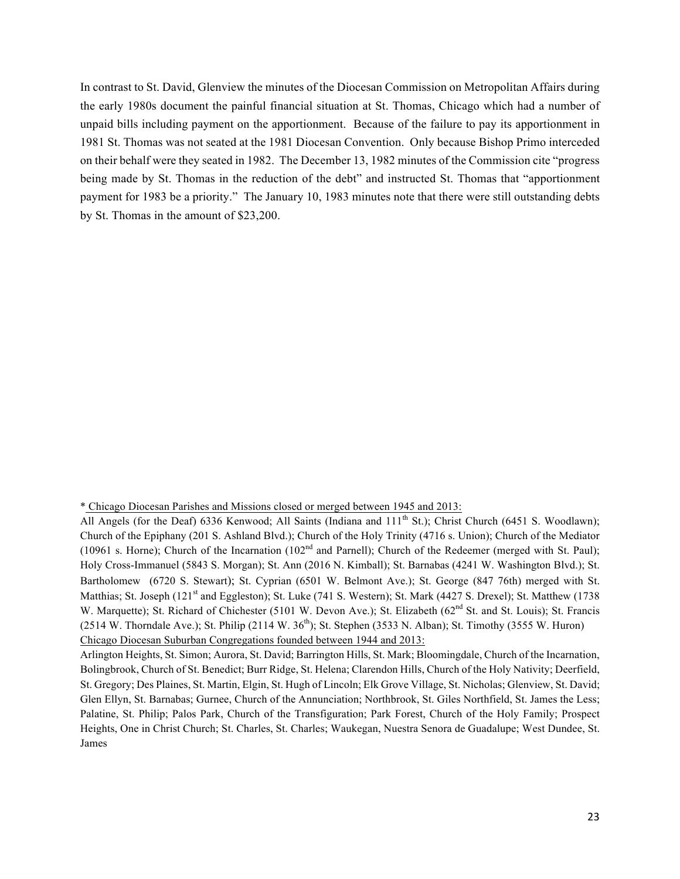In contrast to St. David, Glenview the minutes of the Diocesan Commission on Metropolitan Affairs during the early 1980s document the painful financial situation at St. Thomas, Chicago which had a number of unpaid bills including payment on the apportionment. Because of the failure to pay its apportionment in 1981 St. Thomas was not seated at the 1981 Diocesan Convention. Only because Bishop Primo interceded on their behalf were they seated in 1982. The December 13, 1982 minutes of the Commission cite "progress being made by St. Thomas in the reduction of the debt" and instructed St. Thomas that "apportionment payment for 1983 be a priority." The January 10, 1983 minutes note that there were still outstanding debts by St. Thomas in the amount of $23,200.

\* Chicago Diocesan Parishes and Missions closed or merged between 1945 and 2013:

All Angels (for the Deaf) 6336 Kenwood; All Saints (Indiana and 111th St.); Christ Church (6451 S. Woodlawn); Church of the Epiphany (201 S. Ashland Blvd.); Church of the Holy Trinity (4716 s. Union); Church of the Mediator (10961 s. Horne); Church of the Incarnation (102nd and Parnell); Church of the Redeemer (merged with St. Paul); Holy Cross-Immanuel (5843 S. Morgan); St. Ann (2016 N. Kimball); St. Barnabas (4241 W. Washington Blvd.); St. Bartholomew (6720 S. Stewart); St. Cyprian (6501 W. Belmont Ave.); St. George (847 76th) merged with St. Matthias; St. Joseph (121st and Eggleston); St. Luke (741 S. Western); St. Mark (4427 S. Drexel); St. Matthew (1738 W. Marquette); St. Richard of Chichester (5101 W. Devon Ave.); St. Elizabeth (62nd St. and St. Louis); St. Francis (2514 W. Thorndale Ave.); St. Philip (2114 W. 36th); St. Stephen (3533 N. Alban); St. Timothy (3555 W. Huron)

Chicago Diocesan Suburban Congregations founded between 1944 and 2013:

Arlington Heights, St. Simon; Aurora, St. David; Barrington Hills, St. Mark; Bloomingdale, Church of the Incarnation, Bolingbrook, Church of St. Benedict; Burr Ridge, St. Helena; Clarendon Hills, Church of the Holy Nativity; Deerfield, St. Gregory; Des Plaines, St. Martin, Elgin, St. Hugh of Lincoln; Elk Grove Village, St. Nicholas; Glenview, St. David; Glen Ellyn, St. Barnabas; Gurnee, Church of the Annunciation; Northbrook, St. Giles Northfield, St. James the Less; Palatine, St. Philip; Palos Park, Church of the Transfiguration; Park Forest, Church of the Holy Family; Prospect Heights, One in Christ Church; St. Charles, St. Charles; Waukegan, Nuestra Senora de Guadalupe; West Dundee, St. James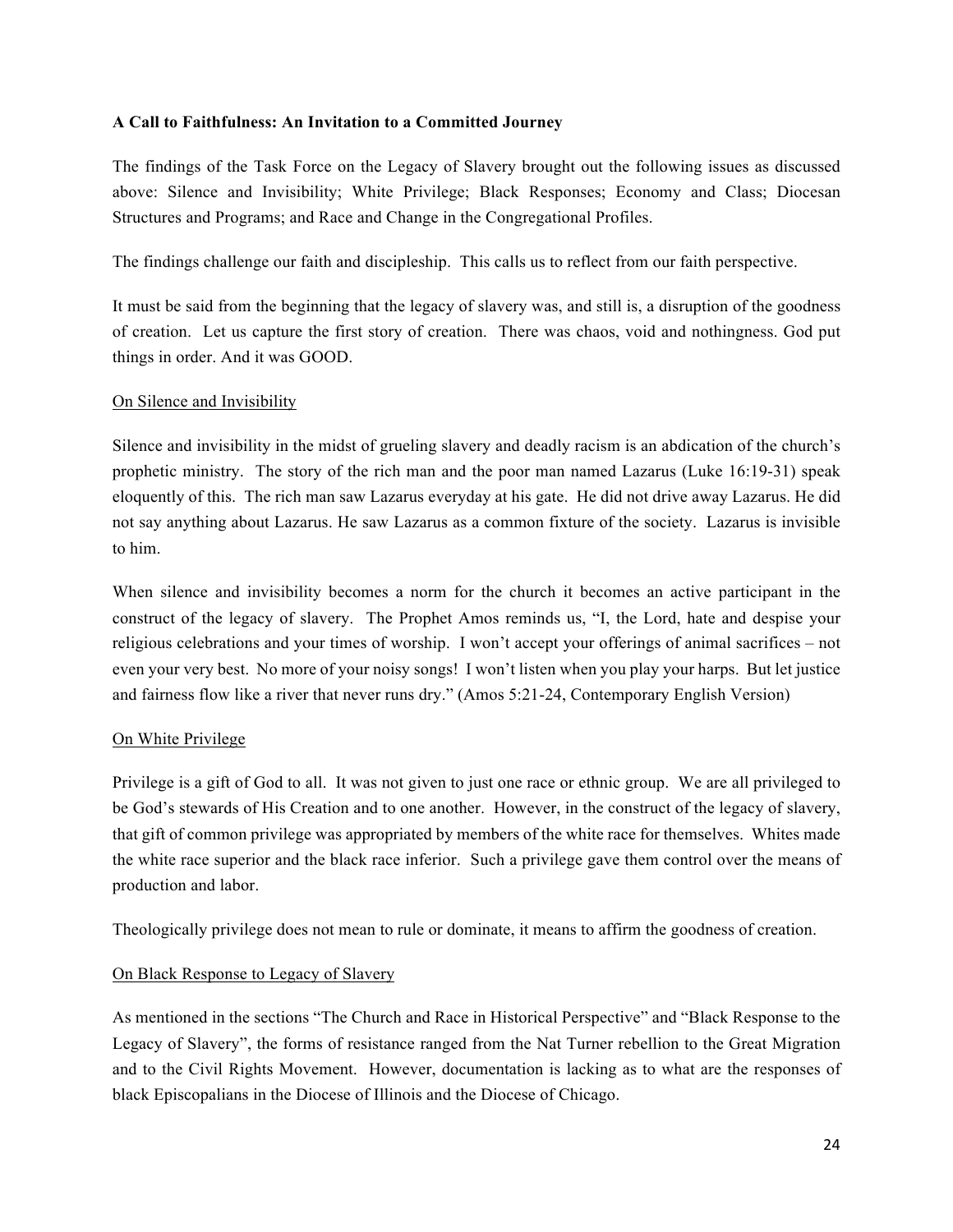**A Call to Faithfulness: An Invitation to a Committed Journey**

The findings of the Task Force on the Legacy of Slavery brought out the following issues as discussed above: Silence and Invisibility; White Privilege; Black Responses; Economy and Class; Diocesan Structures and Programs; and Race and Change in the Congregational Profiles.

The findings challenge our faith and discipleship. This calls us to reflect from our faith perspective.

It must be said from the beginning that the legacy of slavery was, and still is, a disruption of the goodness of creation. Let us capture the first story of creation. There was chaos, void and nothingness. God put things in order. And it was GOOD.

On Silence and Invisibility

Silence and invisibility in the midst of grueling slavery and deadly racism is an abdication of the church's prophetic ministry. The story of the rich man and the poor man named Lazarus (Luke 16:19-31) speak eloquently of this. The rich man saw Lazarus everyday at his gate. He did not drive away Lazarus. He did not say anything about Lazarus. He saw Lazarus as a common fixture of the society. Lazarus is invisible to him.

When silence and invisibility becomes a norm for the church it becomes an active participant in the construct of the legacy of slavery. The Prophet Amos reminds us, "I, the Lord, hate and despise your religious celebrations and your times of worship. I won't accept your offerings of animal sacrifices – not even your very best. No more of your noisy songs! I won't listen when you play your harps. But let justice and fairness flow like a river that never runs dry." (Amos 5:21-24, Contemporary English Version)

On White Privilege

Privilege is a gift of God to all. It was not given to just one race or ethnic group. We are all privileged to be God's stewards of His Creation and to one another. However, in the construct of the legacy of slavery, that gift of common privilege was appropriated by members of the white race for themselves. Whites made the white race superior and the black race inferior. Such a privilege gave them control over the means of production and labor.

Theologically privilege does not mean to rule or dominate, it means to affirm the goodness of creation.

On Black Response to Legacy of Slavery

As mentioned in the sections "The Church and Race in Historical Perspective" and "Black Response to the Legacy of Slavery", the forms of resistance ranged from the Nat Turner rebellion to the Great Migration and to the Civil Rights Movement. However, documentation is lacking as to what are the responses of black Episcopalians in the Diocese of Illinois and the Diocese of Chicago.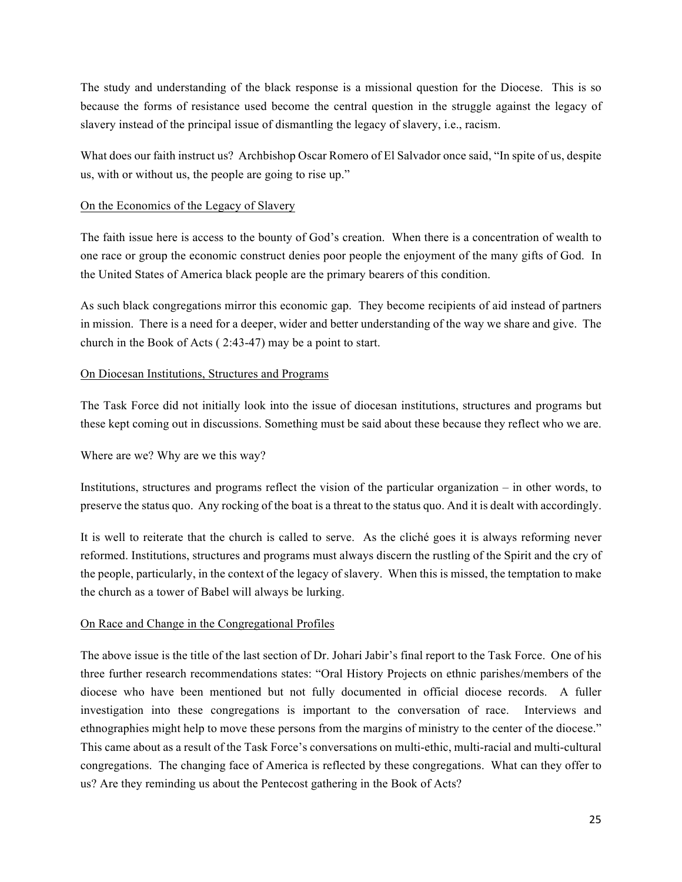The study and understanding of the black response is a missional question for the Diocese. This is so because the forms of resistance used become the central question in the struggle against the legacy of slavery instead of the principal issue of dismantling the legacy of slavery, i.e., racism.

What does our faith instruct us? Archbishop Oscar Romero of El Salvador once said, "In spite of us, despite us, with or without us, the people are going to rise up."

<u>On the Economics of the Legacy of Slavery</u>

The faith issue here is access to the bounty of God's creation. When there is a concentration of wealth to one race or group the economic construct denies poor people the enjoyment of the many gifts of God. In the United States of America black people are the primary bearers of this condition.

As such black congregations mirror this economic gap. They become recipients of aid instead of partners in mission. There is a need for a deeper, wider and better understanding of the way we share and give. The church in the Book of Acts ( 2:43-47) may be a point to start.

<u>On Diocesan Institutions, Structures and Programs</u>

The Task Force did not initially look into the issue of diocesan institutions, structures and programs but these kept coming out in discussions. Something must be said about these because they reflect who we are.

Where are we? Why are we this way?

Institutions, structures and programs reflect the vision of the particular organization – in other words, to preserve the status quo. Any rocking of the boat is a threat to the status quo. And it is dealt with accordingly.

It is well to reiterate that the church is called to serve. As the cliché goes it is always reforming never reformed. Institutions, structures and programs must always discern the rustling of the Spirit and the cry of the people, particularly, in the context of the legacy of slavery. When this is missed, the temptation to make the church as a tower of Babel will always be lurking.

<u>On Race and Change in the Congregational Profiles</u>

The above issue is the title of the last section of Dr. Johari Jabir's final report to the Task Force. One of his three further research recommendations states: "Oral History Projects on ethnic parishes/members of the diocese who have been mentioned but not fully documented in official diocese records. A fuller investigation into these congregations is important to the conversation of race. Interviews and ethnographies might help to move these persons from the margins of ministry to the center of the diocese." This came about as a result of the Task Force's conversations on multi-ethic, multi-racial and multi-cultural congregations. The changing face of America is reflected by these congregations. What can they offer to us? Are they reminding us about the Pentecost gathering in the Book of Acts?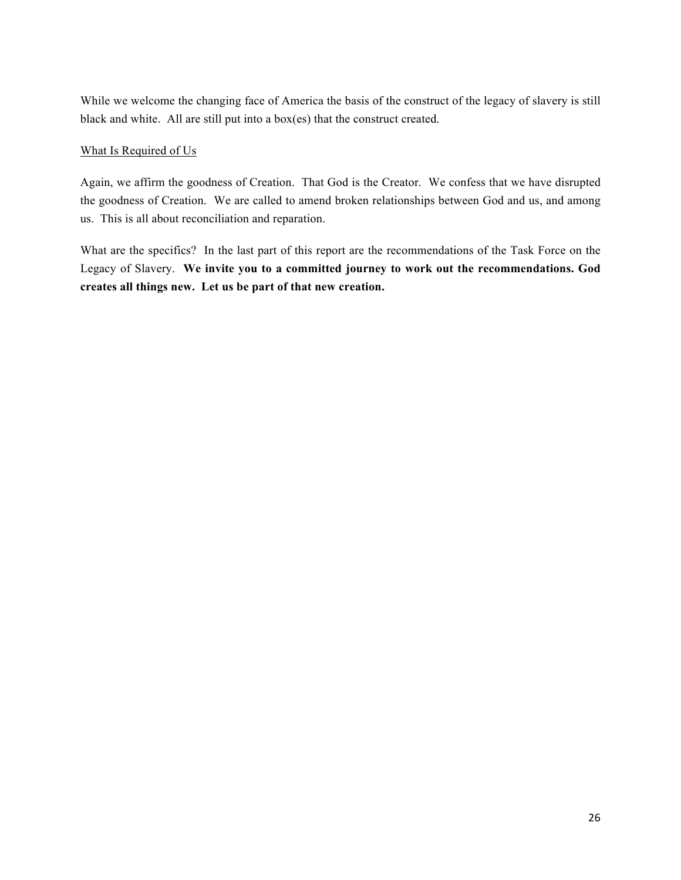While we welcome the changing face of America the basis of the construct of the legacy of slavery is still black and white. All are still put into a box(es) that the construct created.

<u>What Is Required of Us</u>

Again, we affirm the goodness of Creation. That God is the Creator. We confess that we have disrupted the goodness of Creation. We are called to amend broken relationships between God and us, and among us. This is all about reconciliation and reparation.

What are the specifics? In the last part of this report are the recommendations of the Task Force on the Legacy of Slavery. **We invite you to a committed journey to work out the recommendations. God creates all things new. Let us be part of that new creation.**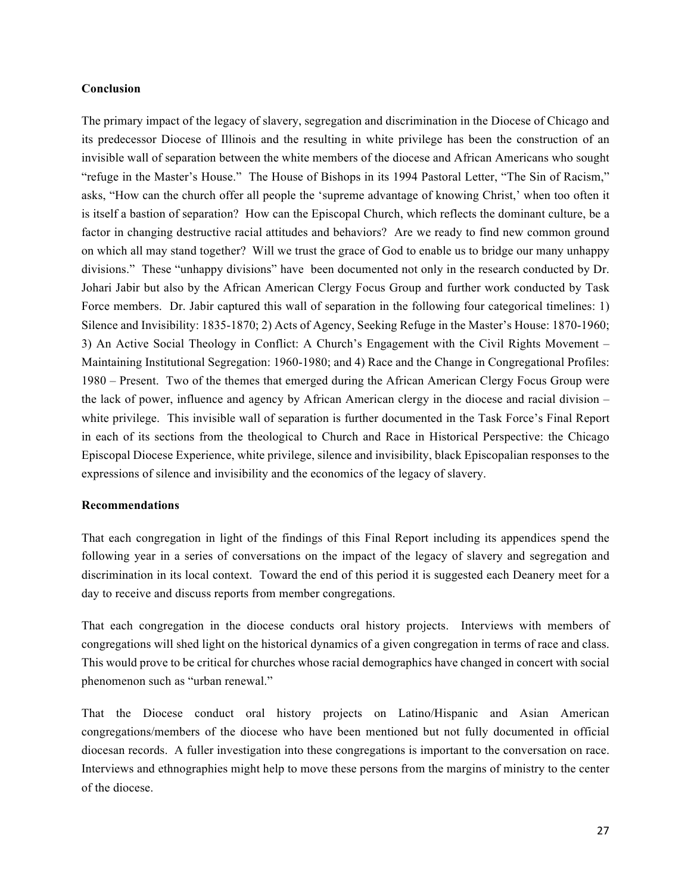**Conclusion**

The primary impact of the legacy of slavery, segregation and discrimination in the Diocese of Chicago and its predecessor Diocese of Illinois and the resulting in white privilege has been the construction of an invisible wall of separation between the white members of the diocese and African Americans who sought "refuge in the Master's House." The House of Bishops in its 1994 Pastoral Letter, "The Sin of Racism," asks, "How can the church offer all people the 'supreme advantage of knowing Christ,' when too often it is itself a bastion of separation? How can the Episcopal Church, which reflects the dominant culture, be a factor in changing destructive racial attitudes and behaviors? Are we ready to find new common ground on which all may stand together? Will we trust the grace of God to enable us to bridge our many unhappy divisions." These "unhappy divisions" have been documented not only in the research conducted by Dr. Johari Jabir but also by the African American Clergy Focus Group and further work conducted by Task Force members. Dr. Jabir captured this wall of separation in the following four categorical timelines: 1) Silence and Invisibility: 1835-1870; 2) Acts of Agency, Seeking Refuge in the Master's House: 1870-1960; 3) An Active Social Theology in Conflict: A Church's Engagement with the Civil Rights Movement – Maintaining Institutional Segregation: 1960-1980; and 4) Race and the Change in Congregational Profiles: 1980 – Present. Two of the themes that emerged during the African American Clergy Focus Group were the lack of power, influence and agency by African American clergy in the diocese and racial division – white privilege. This invisible wall of separation is further documented in the Task Force's Final Report in each of its sections from the theological to Church and Race in Historical Perspective: the Chicago Episcopal Diocese Experience, white privilege, silence and invisibility, black Episcopalian responses to the expressions of silence and invisibility and the economics of the legacy of slavery.

**Recommendations**

That each congregation in light of the findings of this Final Report including its appendices spend the following year in a series of conversations on the impact of the legacy of slavery and segregation and discrimination in its local context. Toward the end of this period it is suggested each Deanery meet for a day to receive and discuss reports from member congregations.

That each congregation in the diocese conducts oral history projects. Interviews with members of congregations will shed light on the historical dynamics of a given congregation in terms of race and class. This would prove to be critical for churches whose racial demographics have changed in concert with social phenomenon such as "urban renewal."

That the Diocese conduct oral history projects on Latino/Hispanic and Asian American congregations/members of the diocese who have been mentioned but not fully documented in official diocesan records. A fuller investigation into these congregations is important to the conversation on race. Interviews and ethnographies might help to move these persons from the margins of ministry to the center of the diocese.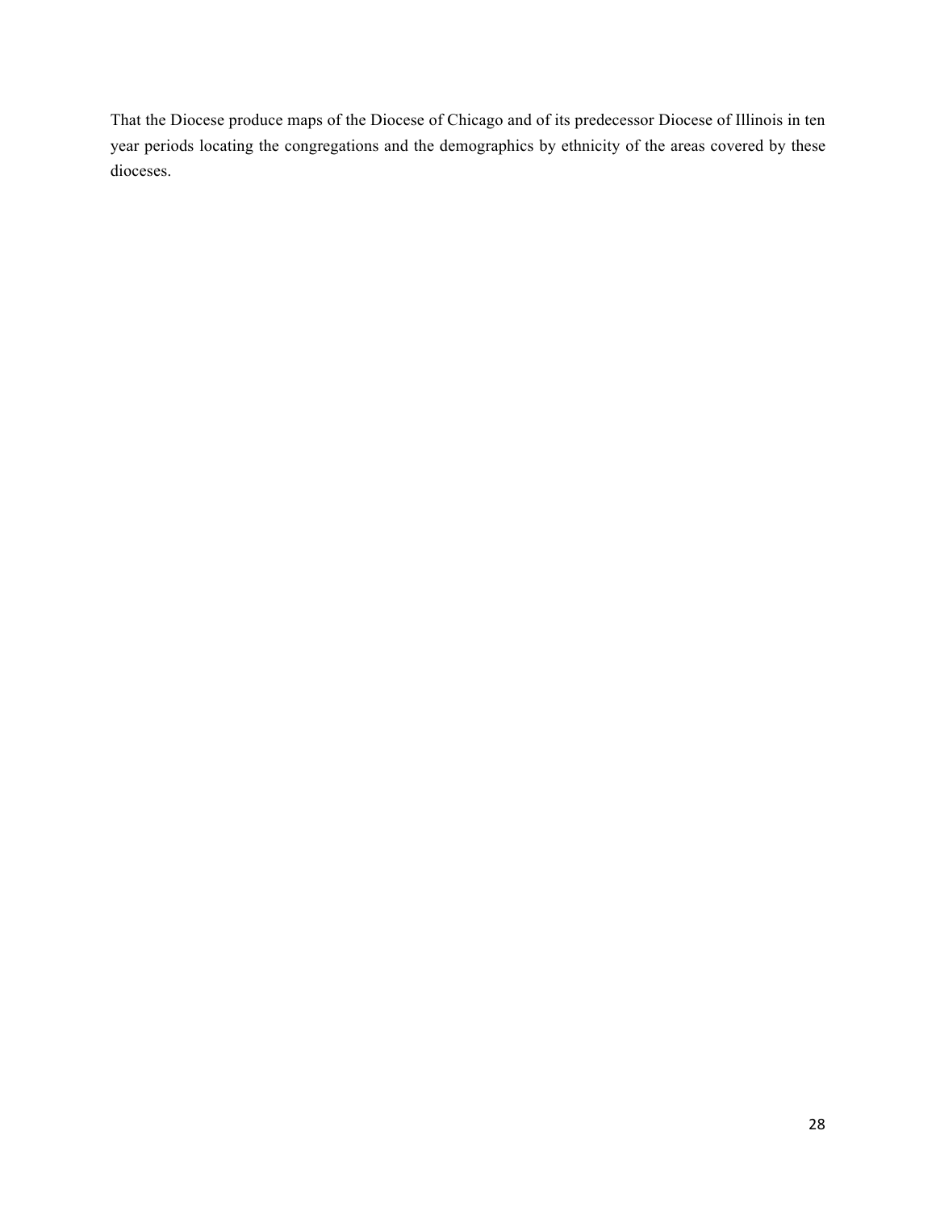That the Diocese produce maps of the Diocese of Chicago and of its predecessor Diocese of Illinois in ten year periods locating the congregations and the demographics by ethnicity of the areas covered by these dioceses.